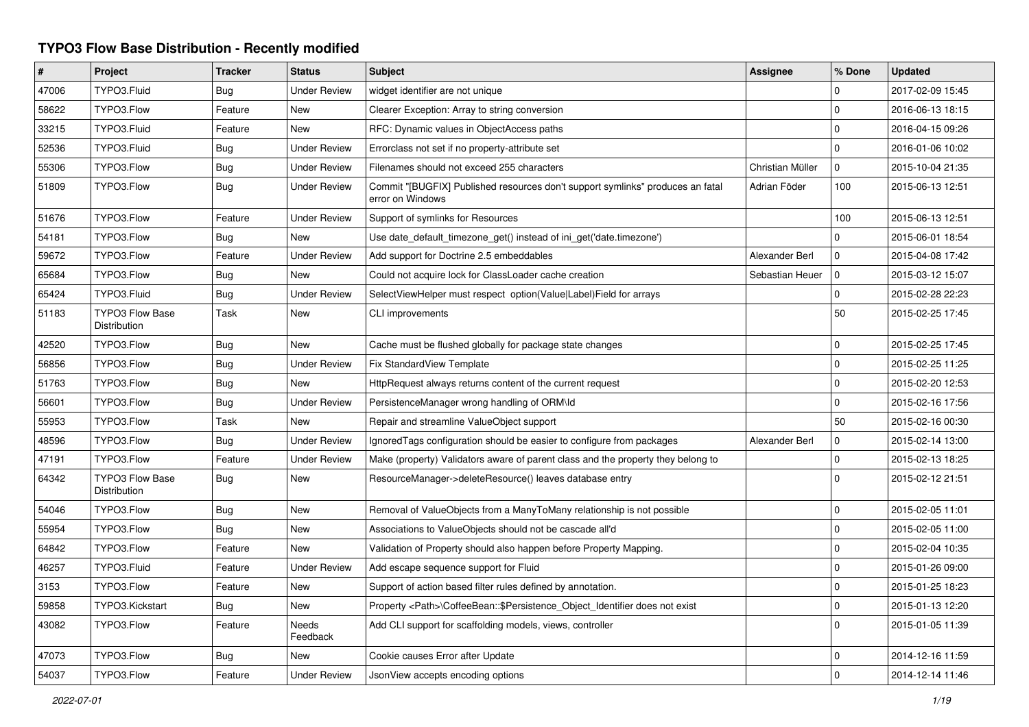# TYPO3 Flow Base Distribution - Recently modified

| # | Project | Tracker | Status | Subject | Assignee | % Done | Updated |
|---|---|---|---|---|---|---|---|
| 47006 | TYPO3.Fluid | Bug | Under Review | widget identifier are not unique | | 0 | 2017-02-09 15:45 |
| 58622 | TYPO3.Flow | Feature | New | Clearer Exception: Array to string conversion | | 0 | 2016-06-13 18:15 |
| 33215 | TYPO3.Fluid | Feature | New | RFC: Dynamic values in ObjectAccess paths | | 0 | 2016-04-15 09:26 |
| 52536 | TYPO3.Fluid | Bug | Under Review | Errorclass not set if no property-attribute set | | 0 | 2016-01-06 10:02 |
| 55306 | TYPO3.Flow | Bug | Under Review | Filenames should not exceed 255 characters | Christian Müller | 0 | 2015-10-04 21:35 |
| 51809 | TYPO3.Flow | Bug | Under Review | Commit "[BUGFIX] Published resources don't support symlinks" produces an fatal error on Windows | Adrian Föder | 100 | 2015-06-13 12:51 |
| 51676 | TYPO3.Flow | Feature | Under Review | Support of symlinks for Resources | | 100 | 2015-06-13 12:51 |
| 54181 | TYPO3.Flow | Bug | New | Use date_default_timezone_get() instead of ini_get('date.timezone') | | 0 | 2015-06-01 18:54 |
| 59672 | TYPO3.Flow | Feature | Under Review | Add support for Doctrine 2.5 embeddables | Alexander Berl | 0 | 2015-04-08 17:42 |
| 65684 | TYPO3.Flow | Bug | New | Could not acquire lock for ClassLoader cache creation | Sebastian Heuer | 0 | 2015-03-12 15:07 |
| 65424 | TYPO3.Fluid | Bug | Under Review | SelectViewHelper must respect option(Value\|Label)Field for arrays | | 0 | 2015-02-28 22:23 |
| 51183 | TYPO3 Flow Base Distribution | Task | New | CLI improvements | | 50 | 2015-02-25 17:45 |
| 42520 | TYPO3.Flow | Bug | New | Cache must be flushed globally for package state changes | | 0 | 2015-02-25 17:45 |
| 56856 | TYPO3.Flow | Bug | Under Review | Fix StandardView Template | | 0 | 2015-02-25 11:25 |
| 51763 | TYPO3.Flow | Bug | New | HttpRequest always returns content of the current request | | 0 | 2015-02-20 12:53 |
| 56601 | TYPO3.Flow | Bug | Under Review | PersistenceManager wrong handling of ORM\Id | | 0 | 2015-02-16 17:56 |
| 55953 | TYPO3.Flow | Task | New | Repair and streamline ValueObject support | | 50 | 2015-02-16 00:30 |
| 48596 | TYPO3.Flow | Bug | Under Review | IgnoredTags configuration should be easier to configure from packages | Alexander Berl | 0 | 2015-02-14 13:00 |
| 47191 | TYPO3.Flow | Feature | Under Review | Make (property) Validators aware of parent class and the property they belong to | | 0 | 2015-02-13 18:25 |
| 64342 | TYPO3 Flow Base Distribution | Bug | New | ResourceManager->deleteResource() leaves database entry | | 0 | 2015-02-12 21:51 |
| 54046 | TYPO3.Flow | Bug | New | Removal of ValueObjects from a ManyToMany relationship is not possible | | 0 | 2015-02-05 11:01 |
| 55954 | TYPO3.Flow | Bug | New | Associations to ValueObjects should not be cascade all'd | | 0 | 2015-02-05 11:00 |
| 64842 | TYPO3.Flow | Feature | New | Validation of Property should also happen before Property Mapping. | | 0 | 2015-02-04 10:35 |
| 46257 | TYPO3.Fluid | Feature | Under Review | Add escape sequence support for Fluid | | 0 | 2015-01-26 09:00 |
| 3153 | TYPO3.Flow | Feature | New | Support of action based filter rules defined by annotation. | | 0 | 2015-01-25 18:23 |
| 59858 | TYPO3.Kickstart | Bug | New | Property <Path>\CoffeeBean::$Persistence_Object_Identifier does not exist | | 0 | 2015-01-13 12:20 |
| 43082 | TYPO3.Flow | Feature | Needs Feedback | Add CLI support for scaffolding models, views, controller | | 0 | 2015-01-05 11:39 |
| 47073 | TYPO3.Flow | Bug | New | Cookie causes Error after Update | | 0 | 2014-12-16 11:59 |
| 54037 | TYPO3.Flow | Feature | Under Review | JsonView accepts encoding options | | 0 | 2014-12-14 11:46 |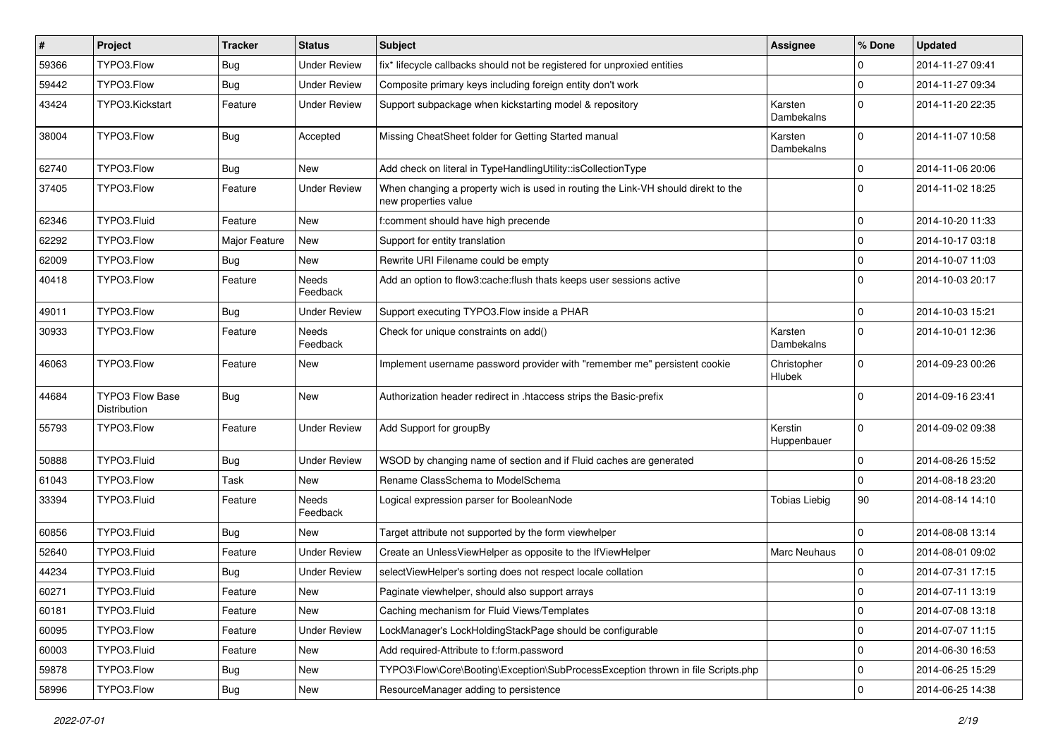| # | Project | Tracker | Status | Subject | Assignee | % Done | Updated |
|---|---|---|---|---|---|---|---|
| 59366 | TYPO3.Flow | Bug | Under Review | fix* lifecycle callbacks should not be registered for unproxied entities | | 0 | 2014-11-27 09:41 |
| 59442 | TYPO3.Flow | Bug | Under Review | Composite primary keys including foreign entity don't work | | 0 | 2014-11-27 09:34 |
| 43424 | TYPO3.Kickstart | Feature | Under Review | Support subpackage when kickstarting model & repository | Karsten Dambekalns | 0 | 2014-11-20 22:35 |
| 38004 | TYPO3.Flow | Bug | Accepted | Missing CheatSheet folder for Getting Started manual | Karsten Dambekalns | 0 | 2014-11-07 10:58 |
| 62740 | TYPO3.Flow | Bug | New | Add check on literal in TypeHandlingUtility::isCollectionType | | 0 | 2014-11-06 20:06 |
| 37405 | TYPO3.Flow | Feature | Under Review | When changing a property wich is used in routing the Link-VH should direkt to the new properties value | | 0 | 2014-11-02 18:25 |
| 62346 | TYPO3.Fluid | Feature | New | f:comment should have high precende | | 0 | 2014-10-20 11:33 |
| 62292 | TYPO3.Flow | Major Feature | New | Support for entity translation | | 0 | 2014-10-17 03:18 |
| 62009 | TYPO3.Flow | Bug | New | Rewrite URI Filename could be empty | | 0 | 2014-10-07 11:03 |
| 40418 | TYPO3.Flow | Feature | Needs Feedback | Add an option to flow3:cache:flush thats keeps user sessions active | | 0 | 2014-10-03 20:17 |
| 49011 | TYPO3.Flow | Bug | Under Review | Support executing TYPO3.Flow inside a PHAR | | 0 | 2014-10-03 15:21 |
| 30933 | TYPO3.Flow | Feature | Needs Feedback | Check for unique constraints on add() | Karsten Dambekalns | 0 | 2014-10-01 12:36 |
| 46063 | TYPO3.Flow | Feature | New | Implement username password provider with "remember me" persistent cookie | Christopher Hlubek | 0 | 2014-09-23 00:26 |
| 44684 | TYPO3 Flow Base Distribution | Bug | New | Authorization header redirect in .htaccess strips the Basic-prefix | | 0 | 2014-09-16 23:41 |
| 55793 | TYPO3.Flow | Feature | Under Review | Add Support for groupBy | Kerstin Huppenbauer | 0 | 2014-09-02 09:38 |
| 50888 | TYPO3.Fluid | Bug | Under Review | WSOD by changing name of section and if Fluid caches are generated | | 0 | 2014-08-26 15:52 |
| 61043 | TYPO3.Flow | Task | New | Rename ClassSchema to ModelSchema | | 0 | 2014-08-18 23:20 |
| 33394 | TYPO3.Fluid | Feature | Needs Feedback | Logical expression parser for BooleanNode | Tobias Liebig | 90 | 2014-08-14 14:10 |
| 60856 | TYPO3.Fluid | Bug | New | Target attribute not supported by the form viewhelper | | 0 | 2014-08-08 13:14 |
| 52640 | TYPO3.Fluid | Feature | Under Review | Create an UnlessViewHelper as opposite to the IfViewHelper | Marc Neuhaus | 0 | 2014-08-01 09:02 |
| 44234 | TYPO3.Fluid | Bug | Under Review | selectViewHelper's sorting does not respect locale collation | | 0 | 2014-07-31 17:15 |
| 60271 | TYPO3.Fluid | Feature | New | Paginate viewhelper, should also support arrays | | 0 | 2014-07-11 13:19 |
| 60181 | TYPO3.Fluid | Feature | New | Caching mechanism for Fluid Views/Templates | | 0 | 2014-07-08 13:18 |
| 60095 | TYPO3.Flow | Feature | Under Review | LockManager's LockHoldingStackPage should be configurable | | 0 | 2014-07-07 11:15 |
| 60003 | TYPO3.Fluid | Feature | New | Add required-Attribute to f:form.password | | 0 | 2014-06-30 16:53 |
| 59878 | TYPO3.Flow | Bug | New | TYPO3\Flow\Core\Booting\Exception\SubProcessException thrown in file Scripts.php | | 0 | 2014-06-25 15:29 |
| 58996 | TYPO3.Flow | Bug | New | ResourceManager adding to persistence | | 0 | 2014-06-25 14:38 |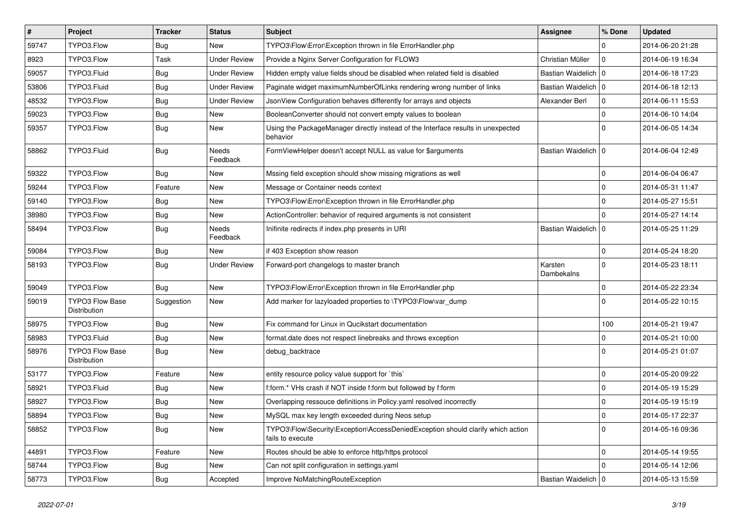| # | Project | Tracker | Status | Subject | Assignee | % Done | Updated |
|---|---|---|---|---|---|---|---|
| 59747 | TYPO3.Flow | Bug | New | TYPO3\Flow\Error\Exception thrown in file ErrorHandler.php | | 0 | 2014-06-20 21:28 |
| 8923 | TYPO3.Flow | Task | Under Review | Provide a Nginx Server Configuration for FLOW3 | Christian Müller | 0 | 2014-06-19 16:34 |
| 59057 | TYPO3.Fluid | Bug | Under Review | Hidden empty value fields shoud be disabled when related field is disabled | Bastian Waidelich | 0 | 2014-06-18 17:23 |
| 53806 | TYPO3.Fluid | Bug | Under Review | Paginate widget maximumNumberOfLinks rendering wrong number of links | Bastian Waidelich | 0 | 2014-06-18 12:13 |
| 48532 | TYPO3.Flow | Bug | Under Review | JsonView Configuration behaves differently for arrays and objects | Alexander Berl | 0 | 2014-06-11 15:53 |
| 59023 | TYPO3.Flow | Bug | New | BooleanConverter should not convert empty values to boolean | | 0 | 2014-06-10 14:04 |
| 59357 | TYPO3.Flow | Bug | New | Using the PackageManager directly instead of the Interface results in unexpected behavior | | 0 | 2014-06-05 14:34 |
| 58862 | TYPO3.Fluid | Bug | Needs Feedback | FormViewHelper doesn't accept NULL as value for $arguments | Bastian Waidelich | 0 | 2014-06-04 12:49 |
| 59322 | TYPO3.Flow | Bug | New | Mssing field exception should show missing migrations as well | | 0 | 2014-06-04 06:47 |
| 59244 | TYPO3.Flow | Feature | New | Message or Container needs context | | 0 | 2014-05-31 11:47 |
| 59140 | TYPO3.Flow | Bug | New | TYPO3\Flow\Error\Exception thrown in file ErrorHandler.php | | 0 | 2014-05-27 15:51 |
| 38980 | TYPO3.Flow | Bug | New | ActionController: behavior of required arguments is not consistent | | 0 | 2014-05-27 14:14 |
| 58494 | TYPO3.Flow | Bug | Needs Feedback | Inifinite redirects if index.php presents in URI | Bastian Waidelich | 0 | 2014-05-25 11:29 |
| 59084 | TYPO3.Flow | Bug | New | if 403 Exception show reason | | 0 | 2014-05-24 18:20 |
| 58193 | TYPO3.Flow | Bug | Under Review | Forward-port changelogs to master branch | Karsten Dambekalns | 0 | 2014-05-23 18:11 |
| 59049 | TYPO3.Flow | Bug | New | TYPO3\Flow\Error\Exception thrown in file ErrorHandler.php | | 0 | 2014-05-22 23:34 |
| 59019 | TYPO3 Flow Base Distribution | Suggestion | New | Add marker for lazyloaded properties to \TYPO3\Flow\var_dump | | 0 | 2014-05-22 10:15 |
| 58975 | TYPO3.Flow | Bug | New | Fix command for Linux in Qucikstart documentation | | 100 | 2014-05-21 19:47 |
| 58983 | TYPO3.Fluid | Bug | New | format.date does not respect linebreaks and throws exception | | 0 | 2014-05-21 10:00 |
| 58976 | TYPO3 Flow Base Distribution | Bug | New | debug_backtrace | | 0 | 2014-05-21 01:07 |
| 53177 | TYPO3.Flow | Feature | New | entity resource policy value support for `this` | | 0 | 2014-05-20 09:22 |
| 58921 | TYPO3.Fluid | Bug | New | f:form.* VHs crash if NOT inside f:form but followed by f:form | | 0 | 2014-05-19 15:29 |
| 58927 | TYPO3.Flow | Bug | New | Overlapping ressouce definitions in Policy.yaml resolved incorrectly | | 0 | 2014-05-19 15:19 |
| 58894 | TYPO3.Flow | Bug | New | MySQL max key length exceeded during Neos setup | | 0 | 2014-05-17 22:37 |
| 58852 | TYPO3.Flow | Bug | New | TYPO3\Flow\Security\Exception\AccessDeniedException should clarify which action fails to execute | | 0 | 2014-05-16 09:36 |
| 44891 | TYPO3.Flow | Feature | New | Routes should be able to enforce http/https protocol | | 0 | 2014-05-14 19:55 |
| 58744 | TYPO3.Flow | Bug | New | Can not split configuration in settings.yaml | | 0 | 2014-05-14 12:06 |
| 58773 | TYPO3.Flow | Bug | Accepted | Improve NoMatchingRouteException | Bastian Waidelich | 0 | 2014-05-13 15:59 |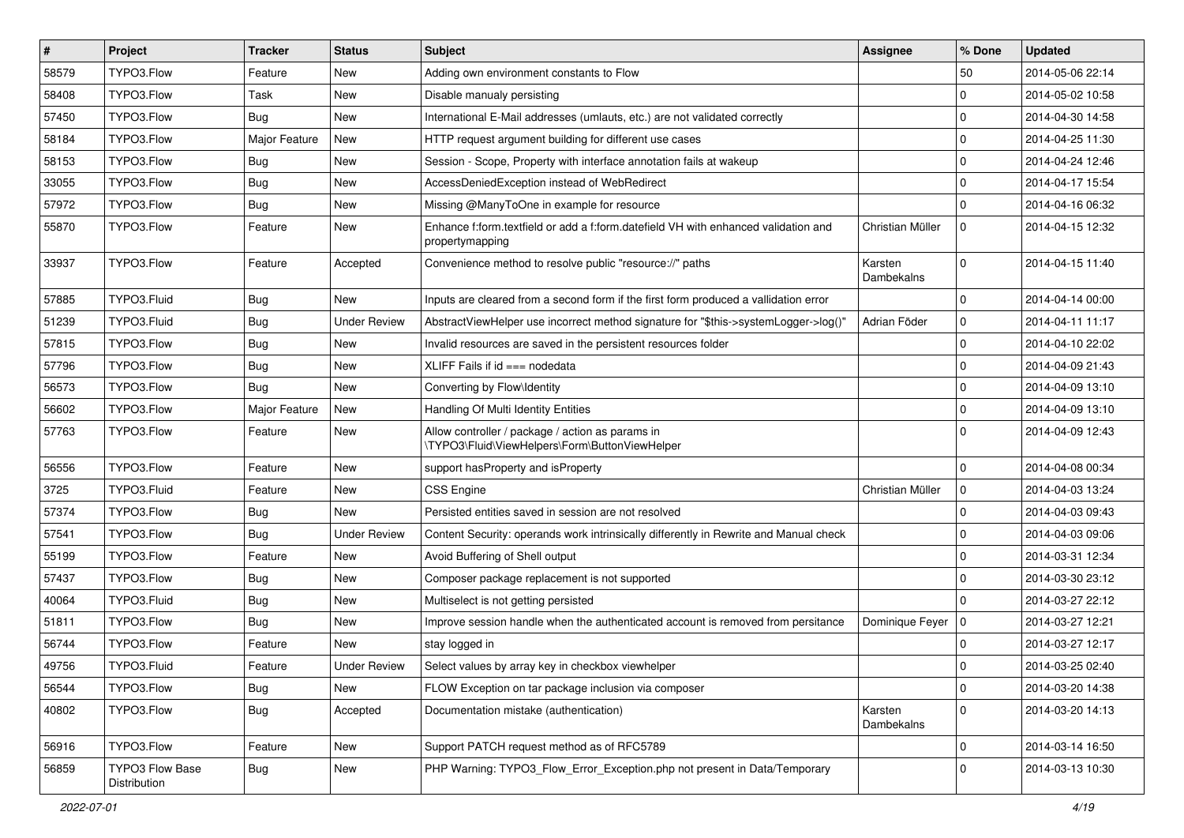| # | Project | Tracker | Status | Subject | Assignee | % Done | Updated |
|---|---|---|---|---|---|---|---|
| 58579 | TYPO3.Flow | Feature | New | Adding own environment constants to Flow | | 50 | 2014-05-06 22:14 |
| 58408 | TYPO3.Flow | Task | New | Disable manualy persisting | | 0 | 2014-05-02 10:58 |
| 57450 | TYPO3.Flow | Bug | New | International E-Mail addresses (umlauts, etc.) are not validated correctly | | 0 | 2014-04-30 14:58 |
| 58184 | TYPO3.Flow | Major Feature | New | HTTP request argument building for different use cases | | 0 | 2014-04-25 11:30 |
| 58153 | TYPO3.Flow | Bug | New | Session - Scope, Property with interface annotation fails at wakeup | | 0 | 2014-04-24 12:46 |
| 33055 | TYPO3.Flow | Bug | New | AccessDeniedException instead of WebRedirect | | 0 | 2014-04-17 15:54 |
| 57972 | TYPO3.Flow | Bug | New | Missing @ManyToOne in example for resource | | 0 | 2014-04-16 06:32 |
| 55870 | TYPO3.Flow | Feature | New | Enhance f:form.textfield or add a f:form.datefield VH with enhanced validation and propertymapping | Christian Müller | 0 | 2014-04-15 12:32 |
| 33937 | TYPO3.Flow | Feature | Accepted | Convenience method to resolve public "resource://" paths | Karsten Dambekalns | 0 | 2014-04-15 11:40 |
| 57885 | TYPO3.Fluid | Bug | New | Inputs are cleared from a second form if the first form produced a vallidation error | | 0 | 2014-04-14 00:00 |
| 51239 | TYPO3.Fluid | Bug | Under Review | AbstractViewHelper use incorrect method signature for "$this->systemLogger->log()" | Adrian Föder | 0 | 2014-04-11 11:17 |
| 57815 | TYPO3.Flow | Bug | New | Invalid resources are saved in the persistent resources folder | | 0 | 2014-04-10 22:02 |
| 57796 | TYPO3.Flow | Bug | New | XLIFF Fails if id === nodedata | | 0 | 2014-04-09 21:43 |
| 56573 | TYPO3.Flow | Bug | New | Converting by Flow\Identity | | 0 | 2014-04-09 13:10 |
| 56602 | TYPO3.Flow | Major Feature | New | Handling Of Multi Identity Entities | | 0 | 2014-04-09 13:10 |
| 57763 | TYPO3.Flow | Feature | New | Allow controller / package / action as params in \TYPO3\Fluid\ViewHelpers\Form\ButtonViewHelper | | 0 | 2014-04-09 12:43 |
| 56556 | TYPO3.Flow | Feature | New | support hasProperty and isProperty | | 0 | 2014-04-08 00:34 |
| 3725 | TYPO3.Fluid | Feature | New | CSS Engine | Christian Müller | 0 | 2014-04-03 13:24 |
| 57374 | TYPO3.Flow | Bug | New | Persisted entities saved in session are not resolved | | 0 | 2014-04-03 09:43 |
| 57541 | TYPO3.Flow | Bug | Under Review | Content Security: operands work intrinsically differently in Rewrite and Manual check | | 0 | 2014-04-03 09:06 |
| 55199 | TYPO3.Flow | Feature | New | Avoid Buffering of Shell output | | 0 | 2014-03-31 12:34 |
| 57437 | TYPO3.Flow | Bug | New | Composer package replacement is not supported | | 0 | 2014-03-30 23:12 |
| 40064 | TYPO3.Fluid | Bug | New | Multiselect is not getting persisted | | 0 | 2014-03-27 22:12 |
| 51811 | TYPO3.Flow | Bug | New | Improve session handle when the authenticated account is removed from persitance | Dominique Feyer | 0 | 2014-03-27 12:21 |
| 56744 | TYPO3.Flow | Feature | New | stay logged in | | 0 | 2014-03-27 12:17 |
| 49756 | TYPO3.Fluid | Feature | Under Review | Select values by array key in checkbox viewhelper | | 0 | 2014-03-25 02:40 |
| 56544 | TYPO3.Flow | Bug | New | FLOW Exception on tar package inclusion via composer | | 0 | 2014-03-20 14:38 |
| 40802 | TYPO3.Flow | Bug | Accepted | Documentation mistake (authentication) | Karsten Dambekalns | 0 | 2014-03-20 14:13 |
| 56916 | TYPO3.Flow | Feature | New | Support PATCH request method as of RFC5789 | | 0 | 2014-03-14 16:50 |
| 56859 | TYPO3 Flow Base Distribution | Bug | New | PHP Warning: TYPO3_Flow_Error_Exception.php not present in Data/Temporary | | 0 | 2014-03-13 10:30 |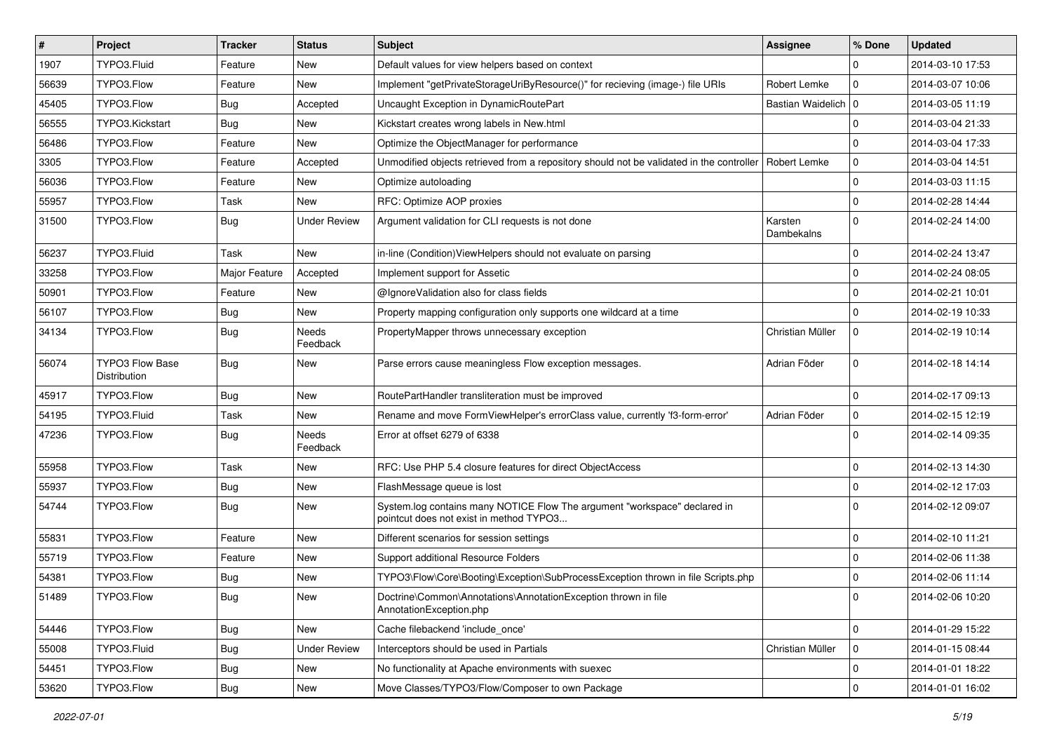| # | Project | Tracker | Status | Subject | Assignee | % Done | Updated |
|---|---|---|---|---|---|---|---|
| 1907 | TYPO3.Fluid | Feature | New | Default values for view helpers based on context | | 0 | 2014-03-10 17:53 |
| 56639 | TYPO3.Flow | Feature | New | Implement "getPrivateStorageUriByResource()" for recieving (image-) file URIs | Robert Lemke | 0 | 2014-03-07 10:06 |
| 45405 | TYPO3.Flow | Bug | Accepted | Uncaught Exception in DynamicRoutePart | Bastian Waidelich | 0 | 2014-03-05 11:19 |
| 56555 | TYPO3.Kickstart | Bug | New | Kickstart creates wrong labels in New.html | | 0 | 2014-03-04 21:33 |
| 56486 | TYPO3.Flow | Feature | New | Optimize the ObjectManager for performance | | 0 | 2014-03-04 17:33 |
| 3305 | TYPO3.Flow | Feature | Accepted | Unmodified objects retrieved from a repository should not be validated in the controller | Robert Lemke | 0 | 2014-03-04 14:51 |
| 56036 | TYPO3.Flow | Feature | New | Optimize autoloading | | 0 | 2014-03-03 11:15 |
| 55957 | TYPO3.Flow | Task | New | RFC: Optimize AOP proxies | | 0 | 2014-02-28 14:44 |
| 31500 | TYPO3.Flow | Bug | Under Review | Argument validation for CLI requests is not done | Karsten Dambekalns | 0 | 2014-02-24 14:00 |
| 56237 | TYPO3.Fluid | Task | New | in-line (Condition)ViewHelpers should not evaluate on parsing | | 0 | 2014-02-24 13:47 |
| 33258 | TYPO3.Flow | Major Feature | Accepted | Implement support for Assetic | | 0 | 2014-02-24 08:05 |
| 50901 | TYPO3.Flow | Feature | New | @IgnoreValidation also for class fields | | 0 | 2014-02-21 10:01 |
| 56107 | TYPO3.Flow | Bug | New | Property mapping configuration only supports one wildcard at a time | | 0 | 2014-02-19 10:33 |
| 34134 | TYPO3.Flow | Bug | Needs Feedback | PropertyMapper throws unnecessary exception | Christian Müller | 0 | 2014-02-19 10:14 |
| 56074 | TYPO3 Flow Base Distribution | Bug | New | Parse errors cause meaningless Flow exception messages. | Adrian Föder | 0 | 2014-02-18 14:14 |
| 45917 | TYPO3.Flow | Bug | New | RoutePartHandler transliteration must be improved | | 0 | 2014-02-17 09:13 |
| 54195 | TYPO3.Fluid | Task | New | Rename and move FormViewHelper's errorClass value, currently 'f3-form-error' | Adrian Föder | 0 | 2014-02-15 12:19 |
| 47236 | TYPO3.Flow | Bug | Needs Feedback | Error at offset 6279 of 6338 | | 0 | 2014-02-14 09:35 |
| 55958 | TYPO3.Flow | Task | New | RFC: Use PHP 5.4 closure features for direct ObjectAccess | | 0 | 2014-02-13 14:30 |
| 55937 | TYPO3.Flow | Bug | New | FlashMessage queue is lost | | 0 | 2014-02-12 17:03 |
| 54744 | TYPO3.Flow | Bug | New | System.log contains many NOTICE Flow The argument "workspace" declared in pointcut does not exist in method TYPO3... | | 0 | 2014-02-12 09:07 |
| 55831 | TYPO3.Flow | Feature | New | Different scenarios for session settings | | 0 | 2014-02-10 11:21 |
| 55719 | TYPO3.Flow | Feature | New | Support additional Resource Folders | | 0 | 2014-02-06 11:38 |
| 54381 | TYPO3.Flow | Bug | New | TYPO3\Flow\Core\Booting\Exception\SubProcessException thrown in file Scripts.php | | 0 | 2014-02-06 11:14 |
| 51489 | TYPO3.Flow | Bug | New | Doctrine\Common\Annotations\AnnotationException thrown in file AnnotationException.php | | 0 | 2014-02-06 10:20 |
| 54446 | TYPO3.Flow | Bug | New | Cache filebackend 'include_once' | | 0 | 2014-01-29 15:22 |
| 55008 | TYPO3.Fluid | Bug | Under Review | Interceptors should be used in Partials | Christian Müller | 0 | 2014-01-15 08:44 |
| 54451 | TYPO3.Flow | Bug | New | No functionality at Apache environments with suexec | | 0 | 2014-01-01 18:22 |
| 53620 | TYPO3.Flow | Bug | New | Move Classes/TYPO3/Flow/Composer to own Package | | 0 | 2014-01-01 16:02 |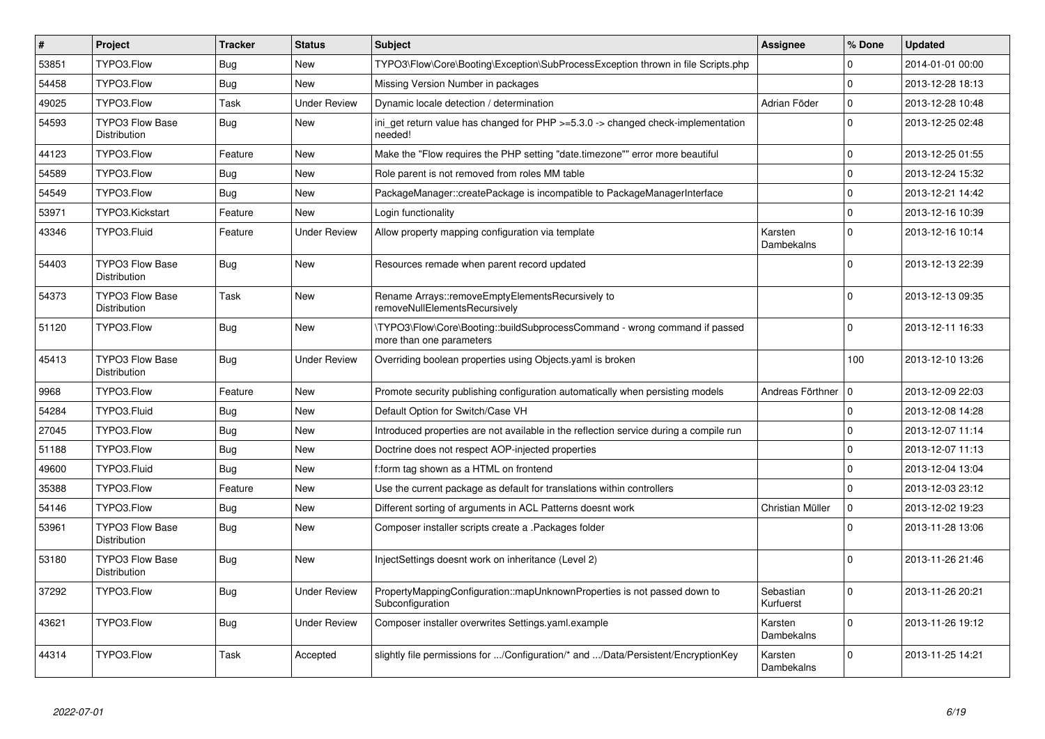| # | Project | Tracker | Status | Subject | Assignee | % Done | Updated |
|---|---|---|---|---|---|---|---|
| 53851 | TYPO3.Flow | Bug | New | TYPO3\Flow\Core\Booting\Exception\SubProcessException thrown in file Scripts.php | | 0 | 2014-01-01 00:00 |
| 54458 | TYPO3.Flow | Bug | New | Missing Version Number in packages | | 0 | 2013-12-28 18:13 |
| 49025 | TYPO3.Flow | Task | Under Review | Dynamic locale detection / determination | Adrian Föder | 0 | 2013-12-28 10:48 |
| 54593 | TYPO3 Flow Base Distribution | Bug | New | ini_get return value has changed for PHP >=5.3.0 -> changed check-implementation needed! | | 0 | 2013-12-25 02:48 |
| 44123 | TYPO3.Flow | Feature | New | Make the "Flow requires the PHP setting "date.timezone"" error more beautiful | | 0 | 2013-12-25 01:55 |
| 54589 | TYPO3.Flow | Bug | New | Role parent is not removed from roles MM table | | 0 | 2013-12-24 15:32 |
| 54549 | TYPO3.Flow | Bug | New | PackageManager::createPackage is incompatible to PackageManagerInterface | | 0 | 2013-12-21 14:42 |
| 53971 | TYPO3.Kickstart | Feature | New | Login functionality | | 0 | 2013-12-16 10:39 |
| 43346 | TYPO3.Fluid | Feature | Under Review | Allow property mapping configuration via template | Karsten Dambekalns | 0 | 2013-12-16 10:14 |
| 54403 | TYPO3 Flow Base Distribution | Bug | New | Resources remade when parent record updated | | 0 | 2013-12-13 22:39 |
| 54373 | TYPO3 Flow Base Distribution | Task | New | Rename Arrays::removeEmptyElementsRecursively to removeNullElementsRecursively | | 0 | 2013-12-13 09:35 |
| 51120 | TYPO3.Flow | Bug | New | \TYPO3\Flow\Core\Booting::buildSubprocessCommand - wrong command if passed more than one parameters | | 0 | 2013-12-11 16:33 |
| 45413 | TYPO3 Flow Base Distribution | Bug | Under Review | Overriding boolean properties using Objects.yaml is broken | | 100 | 2013-12-10 13:26 |
| 9968 | TYPO3.Flow | Feature | New | Promote security publishing configuration automatically when persisting models | Andreas Förthner | 0 | 2013-12-09 22:03 |
| 54284 | TYPO3.Fluid | Bug | New | Default Option for Switch/Case VH | | 0 | 2013-12-08 14:28 |
| 27045 | TYPO3.Flow | Bug | New | Introduced properties are not available in the reflection service during a compile run | | 0 | 2013-12-07 11:14 |
| 51188 | TYPO3.Flow | Bug | New | Doctrine does not respect AOP-injected properties | | 0 | 2013-12-07 11:13 |
| 49600 | TYPO3.Fluid | Bug | New | f:form tag shown as a HTML on frontend | | 0 | 2013-12-04 13:04 |
| 35388 | TYPO3.Flow | Feature | New | Use the current package as default for translations within controllers | | 0 | 2013-12-03 23:12 |
| 54146 | TYPO3.Flow | Bug | New | Different sorting of arguments in ACL Patterns doesnt work | Christian Müller | 0 | 2013-12-02 19:23 |
| 53961 | TYPO3 Flow Base Distribution | Bug | New | Composer installer scripts create a .Packages folder | | 0 | 2013-11-28 13:06 |
| 53180 | TYPO3 Flow Base Distribution | Bug | New | InjectSettings doesnt work on inheritance (Level 2) | | 0 | 2013-11-26 21:46 |
| 37292 | TYPO3.Flow | Bug | Under Review | PropertyMappingConfiguration::mapUnknownProperties is not passed down to Subconfiguration | Sebastian Kurfuerst | 0 | 2013-11-26 20:21 |
| 43621 | TYPO3.Flow | Bug | Under Review | Composer installer overwrites Settings.yaml.example | Karsten Dambekalns | 0 | 2013-11-26 19:12 |
| 44314 | TYPO3.Flow | Task | Accepted | slightly file permissions for .../Configuration/* and .../Data/Persistent/EncryptionKey | Karsten Dambekalns | 0 | 2013-11-25 14:21 |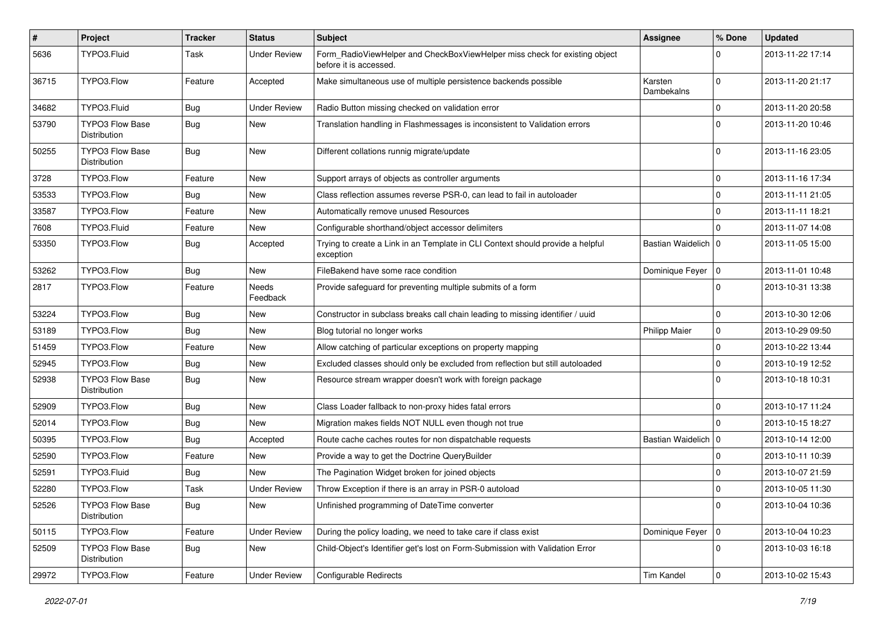| # | Project | Tracker | Status | Subject | Assignee | % Done | Updated |
|---|---|---|---|---|---|---|---|
| 5636 | TYPO3.Fluid | Task | Under Review | Form_RadioViewHelper and CheckBoxViewHelper miss check for existing object before it is accessed. | | 0 | 2013-11-22 17:14 |
| 36715 | TYPO3.Flow | Feature | Accepted | Make simultaneous use of multiple persistence backends possible | Karsten Dambekalns | 0 | 2013-11-20 21:17 |
| 34682 | TYPO3.Fluid | Bug | Under Review | Radio Button missing checked on validation error | | 0 | 2013-11-20 20:58 |
| 53790 | TYPO3 Flow Base Distribution | Bug | New | Translation handling in Flashmessages is inconsistent to Validation errors | | 0 | 2013-11-20 10:46 |
| 50255 | TYPO3 Flow Base Distribution | Bug | New | Different collations runnig migrate/update | | 0 | 2013-11-16 23:05 |
| 3728 | TYPO3.Flow | Feature | New | Support arrays of objects as controller arguments | | 0 | 2013-11-16 17:34 |
| 53533 | TYPO3.Flow | Bug | New | Class reflection assumes reverse PSR-0, can lead to fail in autoloader | | 0 | 2013-11-11 21:05 |
| 33587 | TYPO3.Flow | Feature | New | Automatically remove unused Resources | | 0 | 2013-11-11 18:21 |
| 7608 | TYPO3.Fluid | Feature | New | Configurable shorthand/object accessor delimiters | | 0 | 2013-11-07 14:08 |
| 53350 | TYPO3.Flow | Bug | Accepted | Trying to create a Link in an Template in CLI Context should provide a helpful exception | Bastian Waidelich | 0 | 2013-11-05 15:00 |
| 53262 | TYPO3.Flow | Bug | New | FileBakend have some race condition | Dominique Feyer | 0 | 2013-11-01 10:48 |
| 2817 | TYPO3.Flow | Feature | Needs Feedback | Provide safeguard for preventing multiple submits of a form | | 0 | 2013-10-31 13:38 |
| 53224 | TYPO3.Flow | Bug | New | Constructor in subclass breaks call chain leading to missing identifier / uuid | | 0 | 2013-10-30 12:06 |
| 53189 | TYPO3.Flow | Bug | New | Blog tutorial no longer works | Philipp Maier | 0 | 2013-10-29 09:50 |
| 51459 | TYPO3.Flow | Feature | New | Allow catching of particular exceptions on property mapping | | 0 | 2013-10-22 13:44 |
| 52945 | TYPO3.Flow | Bug | New | Excluded classes should only be excluded from reflection but still autoloaded | | 0 | 2013-10-19 12:52 |
| 52938 | TYPO3 Flow Base Distribution | Bug | New | Resource stream wrapper doesn't work with foreign package | | 0 | 2013-10-18 10:31 |
| 52909 | TYPO3.Flow | Bug | New | Class Loader fallback to non-proxy hides fatal errors | | 0 | 2013-10-17 11:24 |
| 52014 | TYPO3.Flow | Bug | New | Migration makes fields NOT NULL even though not true | | 0 | 2013-10-15 18:27 |
| 50395 | TYPO3.Flow | Bug | Accepted | Route cache caches routes for non dispatchable requests | Bastian Waidelich | 0 | 2013-10-14 12:00 |
| 52590 | TYPO3.Flow | Feature | New | Provide a way to get the Doctrine QueryBuilder | | 0 | 2013-10-11 10:39 |
| 52591 | TYPO3.Fluid | Bug | New | The Pagination Widget broken for joined objects | | 0 | 2013-10-07 21:59 |
| 52280 | TYPO3.Flow | Task | Under Review | Throw Exception if there is an array in PSR-0 autoload | | 0 | 2013-10-05 11:30 |
| 52526 | TYPO3 Flow Base Distribution | Bug | New | Unfinished programming of DateTime converter | | 0 | 2013-10-04 10:36 |
| 50115 | TYPO3.Flow | Feature | Under Review | During the policy loading, we need to take care if class exist | Dominique Feyer | 0 | 2013-10-04 10:23 |
| 52509 | TYPO3 Flow Base Distribution | Bug | New | Child-Object's Identifier get's lost on Form-Submission with Validation Error | | 0 | 2013-10-03 16:18 |
| 29972 | TYPO3.Flow | Feature | Under Review | Configurable Redirects | Tim Kandel | 0 | 2013-10-02 15:43 |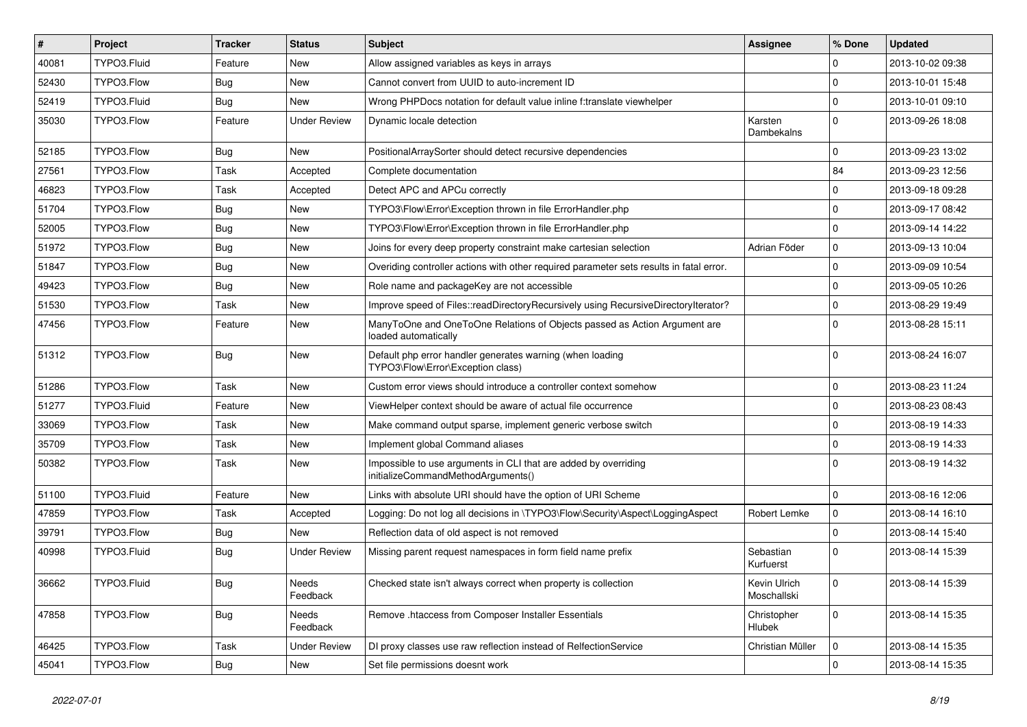| # | Project | Tracker | Status | Subject | Assignee | % Done | Updated |
|---|---|---|---|---|---|---|---|
| 40081 | TYPO3.Fluid | Feature | New | Allow assigned variables as keys in arrays | | 0 | 2013-10-02 09:38 |
| 52430 | TYPO3.Flow | Bug | New | Cannot convert from UUID to auto-increment ID | | 0 | 2013-10-01 15:48 |
| 52419 | TYPO3.Fluid | Bug | New | Wrong PHPDocs notation for default value inline f:translate viewhelper | | 0 | 2013-10-01 09:10 |
| 35030 | TYPO3.Flow | Feature | Under Review | Dynamic locale detection | Karsten Dambekalns | 0 | 2013-09-26 18:08 |
| 52185 | TYPO3.Flow | Bug | New | PositionalArraySorter should detect recursive dependencies | | 0 | 2013-09-23 13:02 |
| 27561 | TYPO3.Flow | Task | Accepted | Complete documentation | | 84 | 2013-09-23 12:56 |
| 46823 | TYPO3.Flow | Task | Accepted | Detect APC and APCu correctly | | 0 | 2013-09-18 09:28 |
| 51704 | TYPO3.Flow | Bug | New | TYPO3\Flow\Error\Exception thrown in file ErrorHandler.php | | 0 | 2013-09-17 08:42 |
| 52005 | TYPO3.Flow | Bug | New | TYPO3\Flow\Error\Exception thrown in file ErrorHandler.php | | 0 | 2013-09-14 14:22 |
| 51972 | TYPO3.Flow | Bug | New | Joins for every deep property constraint make cartesian selection | Adrian Föder | 0 | 2013-09-13 10:04 |
| 51847 | TYPO3.Flow | Bug | New | Overiding controller actions with other required parameter sets results in fatal error. | | 0 | 2013-09-09 10:54 |
| 49423 | TYPO3.Flow | Bug | New | Role name and packageKey are not accessible | | 0 | 2013-09-05 10:26 |
| 51530 | TYPO3.Flow | Task | New | Improve speed of Files::readDirectoryRecursively using RecursiveDirectoryIterator? | | 0 | 2013-08-29 19:49 |
| 47456 | TYPO3.Flow | Feature | New | ManyToOne and OneToOne Relations of Objects passed as Action Argument are loaded automatically | | 0 | 2013-08-28 15:11 |
| 51312 | TYPO3.Flow | Bug | New | Default php error handler generates warning (when loading TYPO3\Flow\Error\Exception class) | | 0 | 2013-08-24 16:07 |
| 51286 | TYPO3.Flow | Task | New | Custom error views should introduce a controller context somehow | | 0 | 2013-08-23 11:24 |
| 51277 | TYPO3.Fluid | Feature | New | ViewHelper context should be aware of actual file occurrence | | 0 | 2013-08-23 08:43 |
| 33069 | TYPO3.Flow | Task | New | Make command output sparse, implement generic verbose switch | | 0 | 2013-08-19 14:33 |
| 35709 | TYPO3.Flow | Task | New | Implement global Command aliases | | 0 | 2013-08-19 14:33 |
| 50382 | TYPO3.Flow | Task | New | Impossible to use arguments in CLI that are added by overriding initializeCommandMethodArguments() | | 0 | 2013-08-19 14:32 |
| 51100 | TYPO3.Fluid | Feature | New | Links with absolute URI should have the option of URI Scheme | | 0 | 2013-08-16 12:06 |
| 47859 | TYPO3.Flow | Task | Accepted | Logging: Do not log all decisions in \TYPO3\Flow\Security\Aspect\LoggingAspect | Robert Lemke | 0 | 2013-08-14 16:10 |
| 39791 | TYPO3.Flow | Bug | New | Reflection data of old aspect is not removed | | 0 | 2013-08-14 15:40 |
| 40998 | TYPO3.Fluid | Bug | Under Review | Missing parent request namespaces in form field name prefix | Sebastian Kurfuerst | 0 | 2013-08-14 15:39 |
| 36662 | TYPO3.Fluid | Bug | Needs Feedback | Checked state isn't always correct when property is collection | Kevin Ulrich Moschallski | 0 | 2013-08-14 15:39 |
| 47858 | TYPO3.Flow | Bug | Needs Feedback | Remove .htaccess from Composer Installer Essentials | Christopher Hlubek | 0 | 2013-08-14 15:35 |
| 46425 | TYPO3.Flow | Task | Under Review | DI proxy classes use raw reflection instead of RelfectionService | Christian Müller | 0 | 2013-08-14 15:35 |
| 45041 | TYPO3.Flow | Bug | New | Set file permissions doesnt work | | 0 | 2013-08-14 15:35 |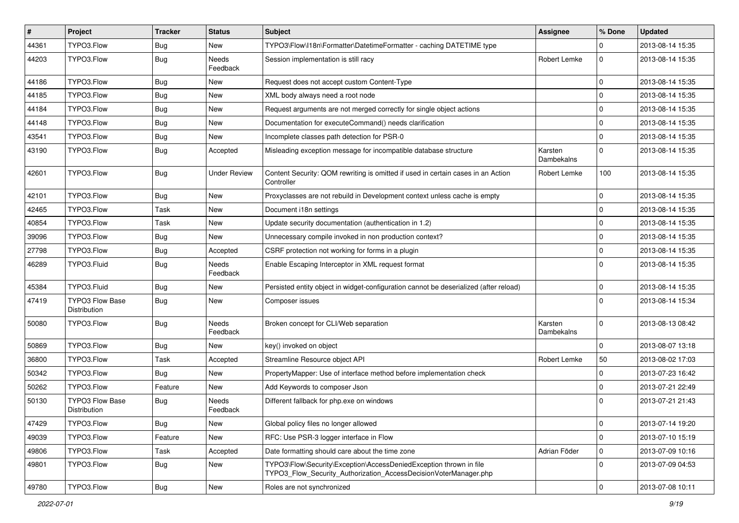| # | Project | Tracker | Status | Subject | Assignee | % Done | Updated |
|---|---|---|---|---|---|---|---|
| 44361 | TYPO3.Flow | Bug | New | TYPO3\Flow\I18n\Formatter\DatetimeFormatter - caching DATETIME type | | 0 | 2013-08-14 15:35 |
| 44203 | TYPO3.Flow | Bug | Needs Feedback | Session implementation is still racy | Robert Lemke | 0 | 2013-08-14 15:35 |
| 44186 | TYPO3.Flow | Bug | New | Request does not accept custom Content-Type | | 0 | 2013-08-14 15:35 |
| 44185 | TYPO3.Flow | Bug | New | XML body always need a root node | | 0 | 2013-08-14 15:35 |
| 44184 | TYPO3.Flow | Bug | New | Request arguments are not merged correctly for single object actions | | 0 | 2013-08-14 15:35 |
| 44148 | TYPO3.Flow | Bug | New | Documentation for executeCommand() needs clarification | | 0 | 2013-08-14 15:35 |
| 43541 | TYPO3.Flow | Bug | New | Incomplete classes path detection for PSR-0 | | 0 | 2013-08-14 15:35 |
| 43190 | TYPO3.Flow | Bug | Accepted | Misleading exception message for incompatible database structure | Karsten Dambekalns | 0 | 2013-08-14 15:35 |
| 42601 | TYPO3.Flow | Bug | Under Review | Content Security: QOM rewriting is omitted if used in certain cases in an Action Controller | Robert Lemke | 100 | 2013-08-14 15:35 |
| 42101 | TYPO3.Flow | Bug | New | Proxyclasses are not rebuild in Development context unless cache is empty | | 0 | 2013-08-14 15:35 |
| 42465 | TYPO3.Flow | Task | New | Document i18n settings | | 0 | 2013-08-14 15:35 |
| 40854 | TYPO3.Flow | Task | New | Update security documentation (authentication in 1.2) | | 0 | 2013-08-14 15:35 |
| 39096 | TYPO3.Flow | Bug | New | Unnecessary compile invoked in non production context? | | 0 | 2013-08-14 15:35 |
| 27798 | TYPO3.Flow | Bug | Accepted | CSRF protection not working for forms in a plugin | | 0 | 2013-08-14 15:35 |
| 46289 | TYPO3.Fluid | Bug | Needs Feedback | Enable Escaping Interceptor in XML request format | | 0 | 2013-08-14 15:35 |
| 45384 | TYPO3.Fluid | Bug | New | Persisted entity object in widget-configuration cannot be deserialized (after reload) | | 0 | 2013-08-14 15:35 |
| 47419 | TYPO3 Flow Base Distribution | Bug | New | Composer issues | | 0 | 2013-08-14 15:34 |
| 50080 | TYPO3.Flow | Bug | Needs Feedback | Broken concept for CLI/Web separation | Karsten Dambekalns | 0 | 2013-08-13 08:42 |
| 50869 | TYPO3.Flow | Bug | New | key() invoked on object | | 0 | 2013-08-07 13:18 |
| 36800 | TYPO3.Flow | Task | Accepted | Streamline Resource object API | Robert Lemke | 50 | 2013-08-02 17:03 |
| 50342 | TYPO3.Flow | Bug | New | PropertyMapper: Use of interface method before implementation check | | 0 | 2013-07-23 16:42 |
| 50262 | TYPO3.Flow | Feature | New | Add Keywords to composer Json | | 0 | 2013-07-21 22:49 |
| 50130 | TYPO3 Flow Base Distribution | Bug | Needs Feedback | Different fallback for php.exe on windows | | 0 | 2013-07-21 21:43 |
| 47429 | TYPO3.Flow | Bug | New | Global policy files no longer allowed | | 0 | 2013-07-14 19:20 |
| 49039 | TYPO3.Flow | Feature | New | RFC: Use PSR-3 logger interface in Flow | | 0 | 2013-07-10 15:19 |
| 49806 | TYPO3.Flow | Task | Accepted | Date formatting should care about the time zone | Adrian Föder | 0 | 2013-07-09 10:16 |
| 49801 | TYPO3.Flow | Bug | New | TYPO3\Flow\Security\Exception\AccessDeniedException thrown in file TYPO3_Flow_Security_Authorization_AccessDecisionVoterManager.php | | 0 | 2013-07-09 04:53 |
| 49780 | TYPO3.Flow | Bug | New | Roles are not synchronized | | 0 | 2013-07-08 10:11 |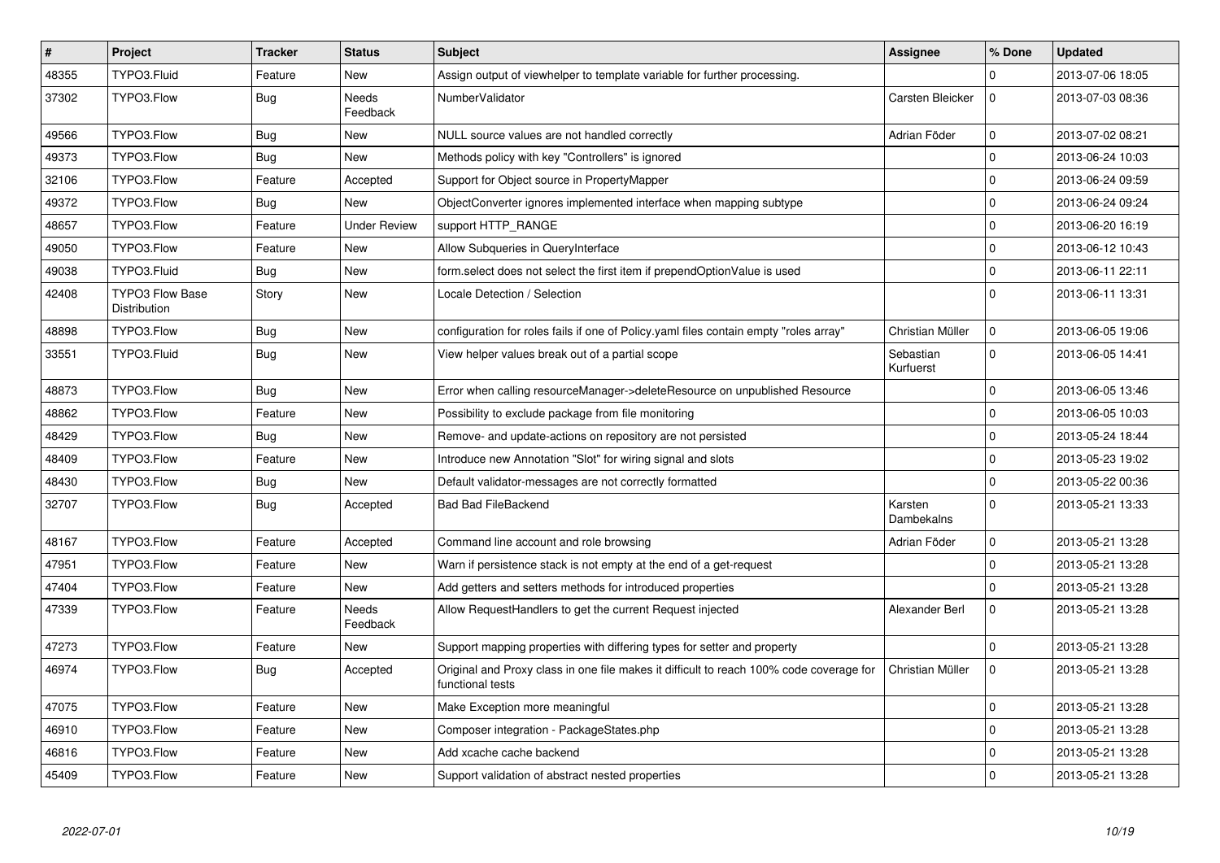| # | Project | Tracker | Status | Subject | Assignee | % Done | Updated |
|---|---|---|---|---|---|---|---|
| 48355 | TYPO3.Fluid | Feature | New | Assign output of viewhelper to template variable for further processing. | | 0 | 2013-07-06 18:05 |
| 37302 | TYPO3.Flow | Bug | Needs Feedback | NumberValidator | Carsten Bleicker | 0 | 2013-07-03 08:36 |
| 49566 | TYPO3.Flow | Bug | New | NULL source values are not handled correctly | Adrian Föder | 0 | 2013-07-02 08:21 |
| 49373 | TYPO3.Flow | Bug | New | Methods policy with key "Controllers" is ignored | | 0 | 2013-06-24 10:03 |
| 32106 | TYPO3.Flow | Feature | Accepted | Support for Object source in PropertyMapper | | 0 | 2013-06-24 09:59 |
| 49372 | TYPO3.Flow | Bug | New | ObjectConverter ignores implemented interface when mapping subtype | | 0 | 2013-06-24 09:24 |
| 48657 | TYPO3.Flow | Feature | Under Review | support HTTP_RANGE | | 0 | 2013-06-20 16:19 |
| 49050 | TYPO3.Flow | Feature | New | Allow Subqueries in QueryInterface | | 0 | 2013-06-12 10:43 |
| 49038 | TYPO3.Fluid | Bug | New | form.select does not select the first item if prependOptionValue is used | | 0 | 2013-06-11 22:11 |
| 42408 | TYPO3 Flow Base Distribution | Story | New | Locale Detection / Selection | | 0 | 2013-06-11 13:31 |
| 48898 | TYPO3.Flow | Bug | New | configuration for roles fails if one of Policy.yaml files contain empty "roles array" | Christian Müller | 0 | 2013-06-05 19:06 |
| 33551 | TYPO3.Fluid | Bug | New | View helper values break out of a partial scope | Sebastian Kurfuerst | 0 | 2013-06-05 14:41 |
| 48873 | TYPO3.Flow | Bug | New | Error when calling resourceManager->deleteResource on unpublished Resource | | 0 | 2013-06-05 13:46 |
| 48862 | TYPO3.Flow | Feature | New | Possibility to exclude package from file monitoring | | 0 | 2013-06-05 10:03 |
| 48429 | TYPO3.Flow | Bug | New | Remove- and update-actions on repository are not persisted | | 0 | 2013-05-24 18:44 |
| 48409 | TYPO3.Flow | Feature | New | Introduce new Annotation "Slot" for wiring signal and slots | | 0 | 2013-05-23 19:02 |
| 48430 | TYPO3.Flow | Bug | New | Default validator-messages are not correctly formatted | | 0 | 2013-05-22 00:36 |
| 32707 | TYPO3.Flow | Bug | Accepted | Bad Bad FileBackend | Karsten Dambekalns | 0 | 2013-05-21 13:33 |
| 48167 | TYPO3.Flow | Feature | Accepted | Command line account and role browsing | Adrian Föder | 0 | 2013-05-21 13:28 |
| 47951 | TYPO3.Flow | Feature | New | Warn if persistence stack is not empty at the end of a get-request | | 0 | 2013-05-21 13:28 |
| 47404 | TYPO3.Flow | Feature | New | Add getters and setters methods for introduced properties | | 0 | 2013-05-21 13:28 |
| 47339 | TYPO3.Flow | Feature | Needs Feedback | Allow RequestHandlers to get the current Request injected | Alexander Berl | 0 | 2013-05-21 13:28 |
| 47273 | TYPO3.Flow | Feature | New | Support mapping properties with differing types for setter and property | | 0 | 2013-05-21 13:28 |
| 46974 | TYPO3.Flow | Bug | Accepted | Original and Proxy class in one file makes it difficult to reach 100% code coverage for functional tests | Christian Müller | 0 | 2013-05-21 13:28 |
| 47075 | TYPO3.Flow | Feature | New | Make Exception more meaningful | | 0 | 2013-05-21 13:28 |
| 46910 | TYPO3.Flow | Feature | New | Composer integration - PackageStates.php | | 0 | 2013-05-21 13:28 |
| 46816 | TYPO3.Flow | Feature | New | Add xcache cache backend | | 0 | 2013-05-21 13:28 |
| 45409 | TYPO3.Flow | Feature | New | Support validation of abstract nested properties | | 0 | 2013-05-21 13:28 |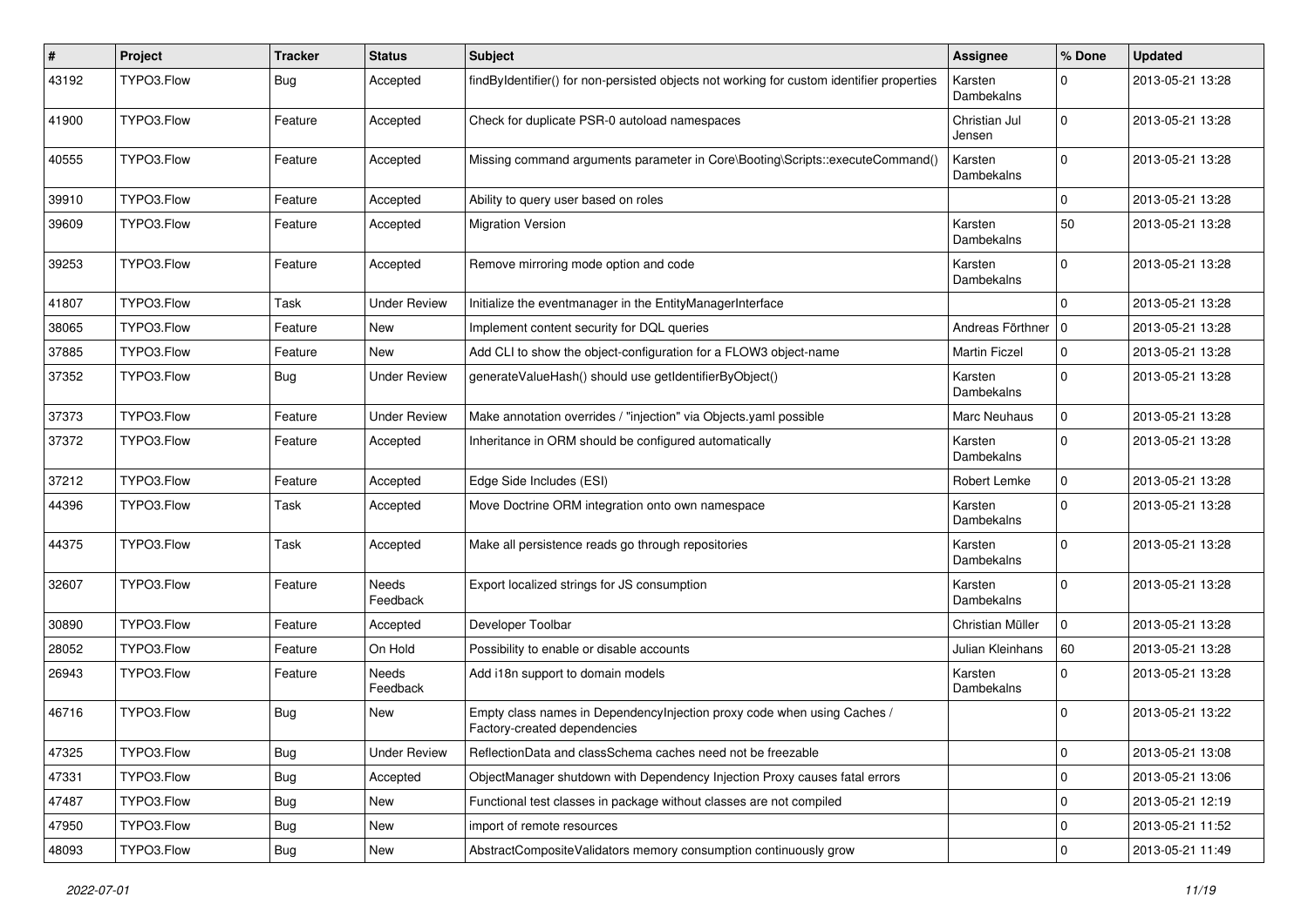| # | Project | Tracker | Status | Subject | Assignee | % Done | Updated |
|---|---|---|---|---|---|---|---|
| 43192 | TYPO3.Flow | Bug | Accepted | findByIdentifier() for non-persisted objects not working for custom identifier properties | Karsten Dambekalns | 0 | 2013-05-21 13:28 |
| 41900 | TYPO3.Flow | Feature | Accepted | Check for duplicate PSR-0 autoload namespaces | Christian Jul Jensen | 0 | 2013-05-21 13:28 |
| 40555 | TYPO3.Flow | Feature | Accepted | Missing command arguments parameter in Core\Booting\Scripts::executeCommand() | Karsten Dambekalns | 0 | 2013-05-21 13:28 |
| 39910 | TYPO3.Flow | Feature | Accepted | Ability to query user based on roles | | 0 | 2013-05-21 13:28 |
| 39609 | TYPO3.Flow | Feature | Accepted | Migration Version | Karsten Dambekalns | 50 | 2013-05-21 13:28 |
| 39253 | TYPO3.Flow | Feature | Accepted | Remove mirroring mode option and code | Karsten Dambekalns | 0 | 2013-05-21 13:28 |
| 41807 | TYPO3.Flow | Task | Under Review | Initialize the eventmanager in the EntityManagerInterface | | 0 | 2013-05-21 13:28 |
| 38065 | TYPO3.Flow | Feature | New | Implement content security for DQL queries | Andreas Förthner | 0 | 2013-05-21 13:28 |
| 37885 | TYPO3.Flow | Feature | New | Add CLI to show the object-configuration for a FLOW3 object-name | Martin Ficzel | 0 | 2013-05-21 13:28 |
| 37352 | TYPO3.Flow | Bug | Under Review | generateValueHash() should use getIdentifierByObject() | Karsten Dambekalns | 0 | 2013-05-21 13:28 |
| 37373 | TYPO3.Flow | Feature | Under Review | Make annotation overrides / "injection" via Objects.yaml possible | Marc Neuhaus | 0 | 2013-05-21 13:28 |
| 37372 | TYPO3.Flow | Feature | Accepted | Inheritance in ORM should be configured automatically | Karsten Dambekalns | 0 | 2013-05-21 13:28 |
| 37212 | TYPO3.Flow | Feature | Accepted | Edge Side Includes (ESI) | Robert Lemke | 0 | 2013-05-21 13:28 |
| 44396 | TYPO3.Flow | Task | Accepted | Move Doctrine ORM integration onto own namespace | Karsten Dambekalns | 0 | 2013-05-21 13:28 |
| 44375 | TYPO3.Flow | Task | Accepted | Make all persistence reads go through repositories | Karsten Dambekalns | 0 | 2013-05-21 13:28 |
| 32607 | TYPO3.Flow | Feature | Needs Feedback | Export localized strings for JS consumption | Karsten Dambekalns | 0 | 2013-05-21 13:28 |
| 30890 | TYPO3.Flow | Feature | Accepted | Developer Toolbar | Christian Müller | 0 | 2013-05-21 13:28 |
| 28052 | TYPO3.Flow | Feature | On Hold | Possibility to enable or disable accounts | Julian Kleinhans | 60 | 2013-05-21 13:28 |
| 26943 | TYPO3.Flow | Feature | Needs Feedback | Add i18n support to domain models | Karsten Dambekalns | 0 | 2013-05-21 13:28 |
| 46716 | TYPO3.Flow | Bug | New | Empty class names in DependencyInjection proxy code when using Caches / Factory-created dependencies | | 0 | 2013-05-21 13:22 |
| 47325 | TYPO3.Flow | Bug | Under Review | ReflectionData and classSchema caches need not be freezable | | 0 | 2013-05-21 13:08 |
| 47331 | TYPO3.Flow | Bug | Accepted | ObjectManager shutdown with Dependency Injection Proxy causes fatal errors | | 0 | 2013-05-21 13:06 |
| 47487 | TYPO3.Flow | Bug | New | Functional test classes in package without classes are not compiled | | 0 | 2013-05-21 12:19 |
| 47950 | TYPO3.Flow | Bug | New | import of remote resources | | 0 | 2013-05-21 11:52 |
| 48093 | TYPO3.Flow | Bug | New | AbstractCompositeValidators memory consumption continuously grow | | 0 | 2013-05-21 11:49 |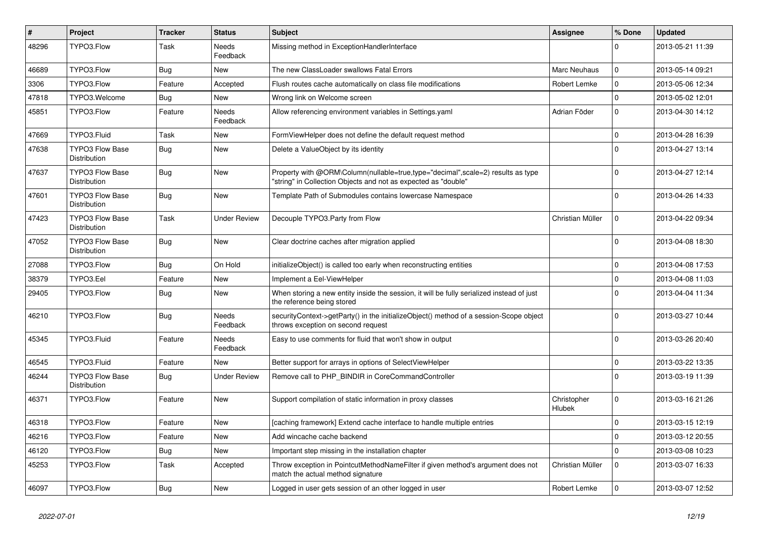| # | Project | Tracker | Status | Subject | Assignee | % Done | Updated |
|---|---|---|---|---|---|---|---|
| 48296 | TYPO3.Flow | Task | Needs Feedback | Missing method in ExceptionHandlerInterface | | 0 | 2013-05-21 11:39 |
| 46689 | TYPO3.Flow | Bug | New | The new ClassLoader swallows Fatal Errors | Marc Neuhaus | 0 | 2013-05-14 09:21 |
| 3306 | TYPO3.Flow | Feature | Accepted | Flush routes cache automatically on class file modifications | Robert Lemke | 0 | 2013-05-06 12:34 |
| 47818 | TYPO3.Welcome | Bug | New | Wrong link on Welcome screen | | 0 | 2013-05-02 12:01 |
| 45851 | TYPO3.Flow | Feature | Needs Feedback | Allow referencing environment variables in Settings.yaml | Adrian Föder | 0 | 2013-04-30 14:12 |
| 47669 | TYPO3.Fluid | Task | New | FormViewHelper does not define the default request method | | 0 | 2013-04-28 16:39 |
| 47638 | TYPO3 Flow Base Distribution | Bug | New | Delete a ValueObject by its identity | | 0 | 2013-04-27 13:14 |
| 47637 | TYPO3 Flow Base Distribution | Bug | New | Property with @ORM\Column(nullable=true,type="decimal",scale=2) results as type "string" in Collection Objects and not as expected as "double" | | 0 | 2013-04-27 12:14 |
| 47601 | TYPO3 Flow Base Distribution | Bug | New | Template Path of Submodules contains lowercase Namespace | | 0 | 2013-04-26 14:33 |
| 47423 | TYPO3 Flow Base Distribution | Task | Under Review | Decouple TYPO3.Party from Flow | Christian Müller | 0 | 2013-04-22 09:34 |
| 47052 | TYPO3 Flow Base Distribution | Bug | New | Clear doctrine caches after migration applied | | 0 | 2013-04-08 18:30 |
| 27088 | TYPO3.Flow | Bug | On Hold | initializeObject() is called too early when reconstructing entities | | 0 | 2013-04-08 17:53 |
| 38379 | TYPO3.Eel | Feature | New | Implement a Eel-ViewHelper | | 0 | 2013-04-08 11:03 |
| 29405 | TYPO3.Flow | Bug | New | When storing a new entity inside the session, it will be fully serialized instead of just the reference being stored | | 0 | 2013-04-04 11:34 |
| 46210 | TYPO3.Flow | Bug | Needs Feedback | securityContext->getParty() in the initializeObject() method of a session-Scope object throws exception on second request | | 0 | 2013-03-27 10:44 |
| 45345 | TYPO3.Fluid | Feature | Needs Feedback | Easy to use comments for fluid that won't show in output | | 0 | 2013-03-26 20:40 |
| 46545 | TYPO3.Fluid | Feature | New | Better support for arrays in options of SelectViewHelper | | 0 | 2013-03-22 13:35 |
| 46244 | TYPO3 Flow Base Distribution | Bug | Under Review | Remove call to PHP_BINDIR in CoreCommandController | | 0 | 2013-03-19 11:39 |
| 46371 | TYPO3.Flow | Feature | New | Support compilation of static information in proxy classes | Christopher Hlubek | 0 | 2013-03-16 21:26 |
| 46318 | TYPO3.Flow | Feature | New | [caching framework] Extend cache interface to handle multiple entries | | 0 | 2013-03-15 12:19 |
| 46216 | TYPO3.Flow | Feature | New | Add wincache cache backend | | 0 | 2013-03-12 20:55 |
| 46120 | TYPO3.Flow | Bug | New | Important step missing in the installation chapter | | 0 | 2013-03-08 10:23 |
| 45253 | TYPO3.Flow | Task | Accepted | Throw exception in PointcutMethodNameFilter if given method's argument does not match the actual method signature | Christian Müller | 0 | 2013-03-07 16:33 |
| 46097 | TYPO3.Flow | Bug | New | Logged in user gets session of an other logged in user | Robert Lemke | 0 | 2013-03-07 12:52 |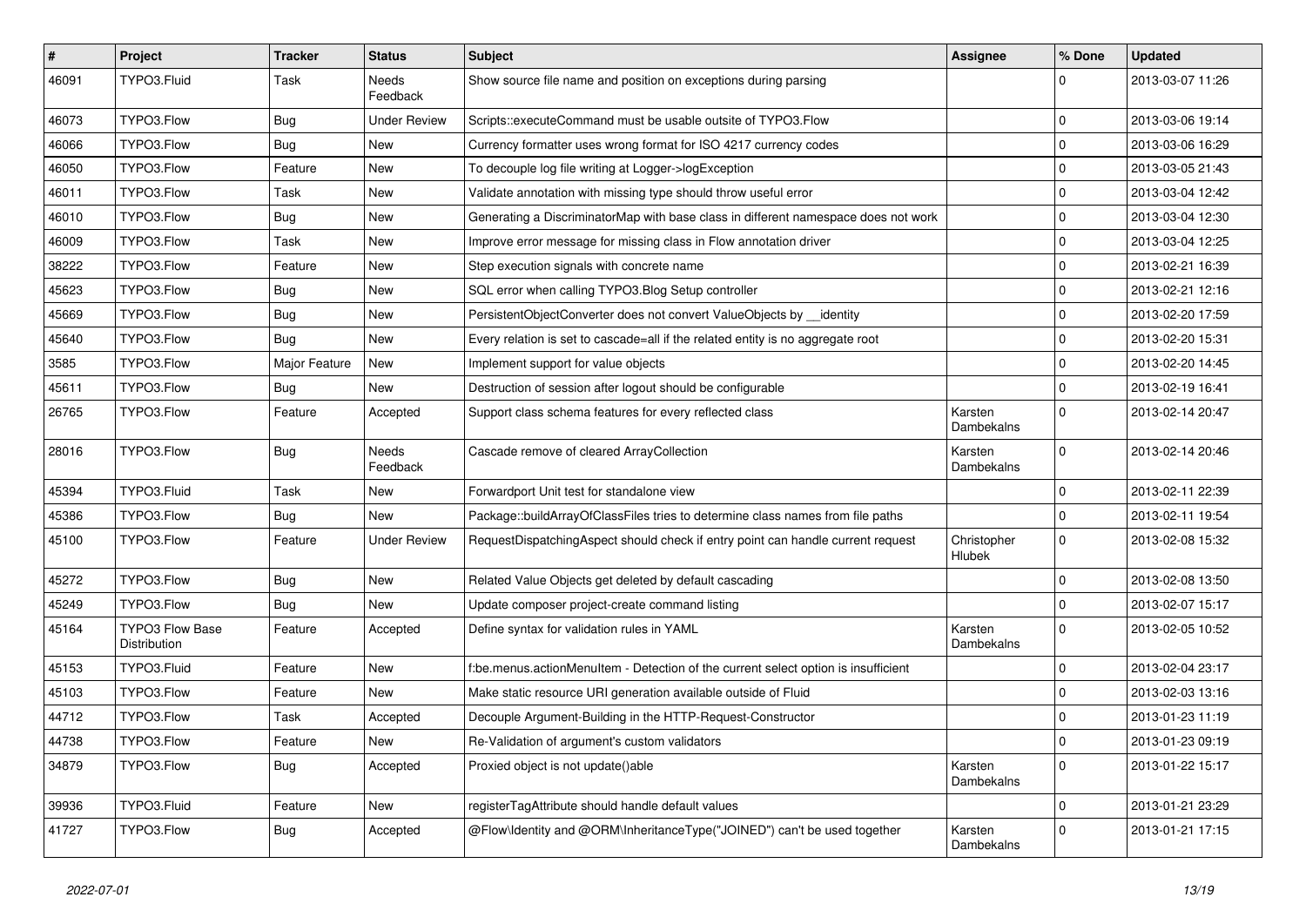| # | Project | Tracker | Status | Subject | Assignee | % Done | Updated |
|---|---|---|---|---|---|---|---|
| 46091 | TYPO3.Fluid | Task | Needs Feedback | Show source file name and position on exceptions during parsing | | 0 | 2013-03-07 11:26 |
| 46073 | TYPO3.Flow | Bug | Under Review | Scripts::executeCommand must be usable outsite of TYPO3.Flow | | 0 | 2013-03-06 19:14 |
| 46066 | TYPO3.Flow | Bug | New | Currency formatter uses wrong format for ISO 4217 currency codes | | 0 | 2013-03-06 16:29 |
| 46050 | TYPO3.Flow | Feature | New | To decouple log file writing at Logger->logException | | 0 | 2013-03-05 21:43 |
| 46011 | TYPO3.Flow | Task | New | Validate annotation with missing type should throw useful error | | 0 | 2013-03-04 12:42 |
| 46010 | TYPO3.Flow | Bug | New | Generating a DiscriminatorMap with base class in different namespace does not work | | 0 | 2013-03-04 12:30 |
| 46009 | TYPO3.Flow | Task | New | Improve error message for missing class in Flow annotation driver | | 0 | 2013-03-04 12:25 |
| 38222 | TYPO3.Flow | Feature | New | Step execution signals with concrete name | | 0 | 2013-02-21 16:39 |
| 45623 | TYPO3.Flow | Bug | New | SQL error when calling TYPO3.Blog Setup controller | | 0 | 2013-02-21 12:16 |
| 45669 | TYPO3.Flow | Bug | New | PersistentObjectConverter does not convert ValueObjects by __identity | | 0 | 2013-02-20 17:59 |
| 45640 | TYPO3.Flow | Bug | New | Every relation is set to cascade=all if the related entity is no aggregate root | | 0 | 2013-02-20 15:31 |
| 3585 | TYPO3.Flow | Major Feature | New | Implement support for value objects | | 0 | 2013-02-20 14:45 |
| 45611 | TYPO3.Flow | Bug | New | Destruction of session after logout should be configurable | | 0 | 2013-02-19 16:41 |
| 26765 | TYPO3.Flow | Feature | Accepted | Support class schema features for every reflected class | Karsten Dambekalns | 0 | 2013-02-14 20:47 |
| 28016 | TYPO3.Flow | Bug | Needs Feedback | Cascade remove of cleared ArrayCollection | Karsten Dambekalns | 0 | 2013-02-14 20:46 |
| 45394 | TYPO3.Fluid | Task | New | Forwardport Unit test for standalone view | | 0 | 2013-02-11 22:39 |
| 45386 | TYPO3.Flow | Bug | New | Package::buildArrayOfClassFiles tries to determine class names from file paths | | 0 | 2013-02-11 19:54 |
| 45100 | TYPO3.Flow | Feature | Under Review | RequestDispatchingAspect should check if entry point can handle current request | Christopher Hlubek | 0 | 2013-02-08 15:32 |
| 45272 | TYPO3.Flow | Bug | New | Related Value Objects get deleted by default cascading | | 0 | 2013-02-08 13:50 |
| 45249 | TYPO3.Flow | Bug | New | Update composer project-create command listing | | 0 | 2013-02-07 15:17 |
| 45164 | TYPO3 Flow Base Distribution | Feature | Accepted | Define syntax for validation rules in YAML | Karsten Dambekalns | 0 | 2013-02-05 10:52 |
| 45153 | TYPO3.Fluid | Feature | New | f:be.menus.actionMenuItem - Detection of the current select option is insufficient | | 0 | 2013-02-04 23:17 |
| 45103 | TYPO3.Flow | Feature | New | Make static resource URI generation available outside of Fluid | | 0 | 2013-02-03 13:16 |
| 44712 | TYPO3.Flow | Task | Accepted | Decouple Argument-Building in the HTTP-Request-Constructor | | 0 | 2013-01-23 11:19 |
| 44738 | TYPO3.Flow | Feature | New | Re-Validation of argument's custom validators | | 0 | 2013-01-23 09:19 |
| 34879 | TYPO3.Flow | Bug | Accepted | Proxied object is not update()able | Karsten Dambekalns | 0 | 2013-01-22 15:17 |
| 39936 | TYPO3.Fluid | Feature | New | registerTagAttribute should handle default values | | 0 | 2013-01-21 23:29 |
| 41727 | TYPO3.Flow | Bug | Accepted | @Flow\Identity and @ORM\InheritanceType("JOINED") can't be used together | Karsten Dambekalns | 0 | 2013-01-21 17:15 |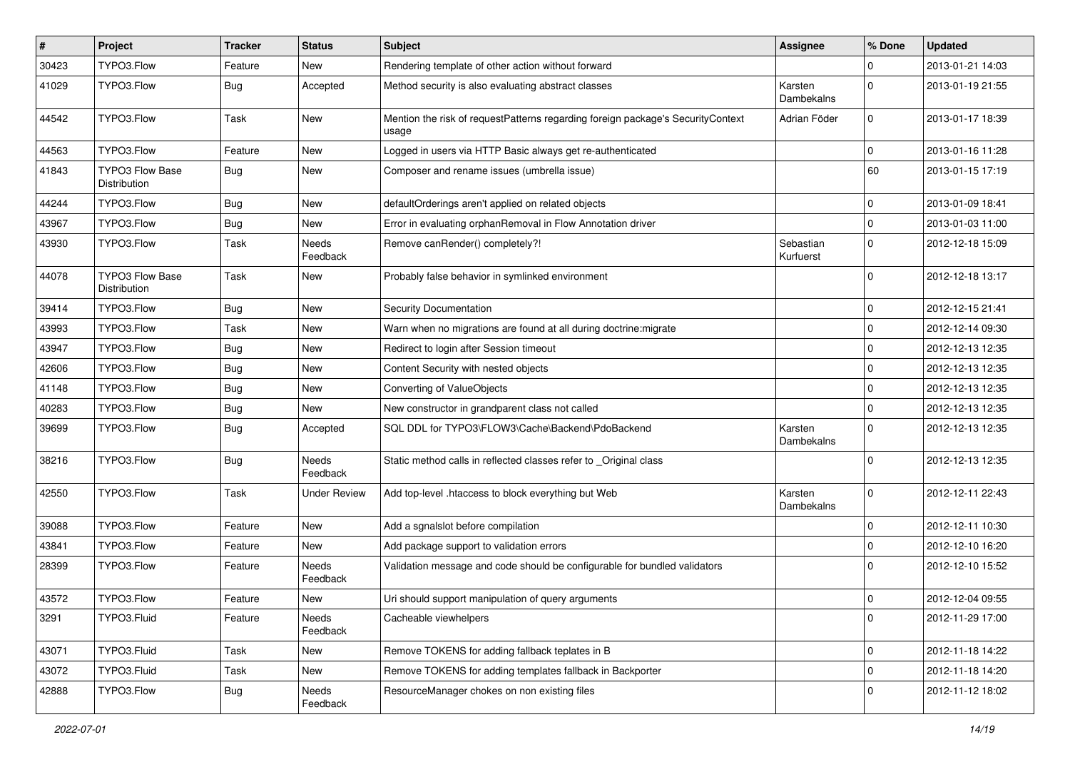| # | Project | Tracker | Status | Subject | Assignee | % Done | Updated |
|---|---|---|---|---|---|---|---|
| 30423 | TYPO3.Flow | Feature | New | Rendering template of other action without forward | | 0 | 2013-01-21 14:03 |
| 41029 | TYPO3.Flow | Bug | Accepted | Method security is also evaluating abstract classes | Karsten Dambekalns | 0 | 2013-01-19 21:55 |
| 44542 | TYPO3.Flow | Task | New | Mention the risk of requestPatterns regarding foreign package's SecurityContext usage | Adrian Föder | 0 | 2013-01-17 18:39 |
| 44563 | TYPO3.Flow | Feature | New | Logged in users via HTTP Basic always get re-authenticated | | 0 | 2013-01-16 11:28 |
| 41843 | TYPO3 Flow Base Distribution | Bug | New | Composer and rename issues (umbrella issue) | | 60 | 2013-01-15 17:19 |
| 44244 | TYPO3.Flow | Bug | New | defaultOrderings aren't applied on related objects | | 0 | 2013-01-09 18:41 |
| 43967 | TYPO3.Flow | Bug | New | Error in evaluating orphanRemoval in Flow Annotation driver | | 0 | 2013-01-03 11:00 |
| 43930 | TYPO3.Flow | Task | Needs Feedback | Remove canRender() completely?! | Sebastian Kurfuerst | 0 | 2012-12-18 15:09 |
| 44078 | TYPO3 Flow Base Distribution | Task | New | Probably false behavior in symlinked environment | | 0 | 2012-12-18 13:17 |
| 39414 | TYPO3.Flow | Bug | New | Security Documentation | | 0 | 2012-12-15 21:41 |
| 43993 | TYPO3.Flow | Task | New | Warn when no migrations are found at all during doctrine:migrate | | 0 | 2012-12-14 09:30 |
| 43947 | TYPO3.Flow | Bug | New | Redirect to login after Session timeout | | 0 | 2012-12-13 12:35 |
| 42606 | TYPO3.Flow | Bug | New | Content Security with nested objects | | 0 | 2012-12-13 12:35 |
| 41148 | TYPO3.Flow | Bug | New | Converting of ValueObjects | | 0 | 2012-12-13 12:35 |
| 40283 | TYPO3.Flow | Bug | New | New constructor in grandparent class not called | | 0 | 2012-12-13 12:35 |
| 39699 | TYPO3.Flow | Bug | Accepted | SQL DDL for TYPO3\FLOW3\Cache\Backend\PdoBackend | Karsten Dambekalns | 0 | 2012-12-13 12:35 |
| 38216 | TYPO3.Flow | Bug | Needs Feedback | Static method calls in reflected classes refer to _Original class | | 0 | 2012-12-13 12:35 |
| 42550 | TYPO3.Flow | Task | Under Review | Add top-level .htaccess to block everything but Web | Karsten Dambekalns | 0 | 2012-12-11 22:43 |
| 39088 | TYPO3.Flow | Feature | New | Add a sgnalslot before compilation | | 0 | 2012-12-11 10:30 |
| 43841 | TYPO3.Flow | Feature | New | Add package support to validation errors | | 0 | 2012-12-10 16:20 |
| 28399 | TYPO3.Flow | Feature | Needs Feedback | Validation message and code should be configurable for bundled validators | | 0 | 2012-12-10 15:52 |
| 43572 | TYPO3.Flow | Feature | New | Uri should support manipulation of query arguments | | 0 | 2012-12-04 09:55 |
| 3291 | TYPO3.Fluid | Feature | Needs Feedback | Cacheable viewhelpers | | 0 | 2012-11-29 17:00 |
| 43071 | TYPO3.Fluid | Task | New | Remove TOKENS for adding fallback teplates in B | | 0 | 2012-11-18 14:22 |
| 43072 | TYPO3.Fluid | Task | New | Remove TOKENS for adding templates fallback in Backporter | | 0 | 2012-11-18 14:20 |
| 42888 | TYPO3.Flow | Bug | Needs Feedback | ResourceManager chokes on non existing files | | 0 | 2012-11-12 18:02 |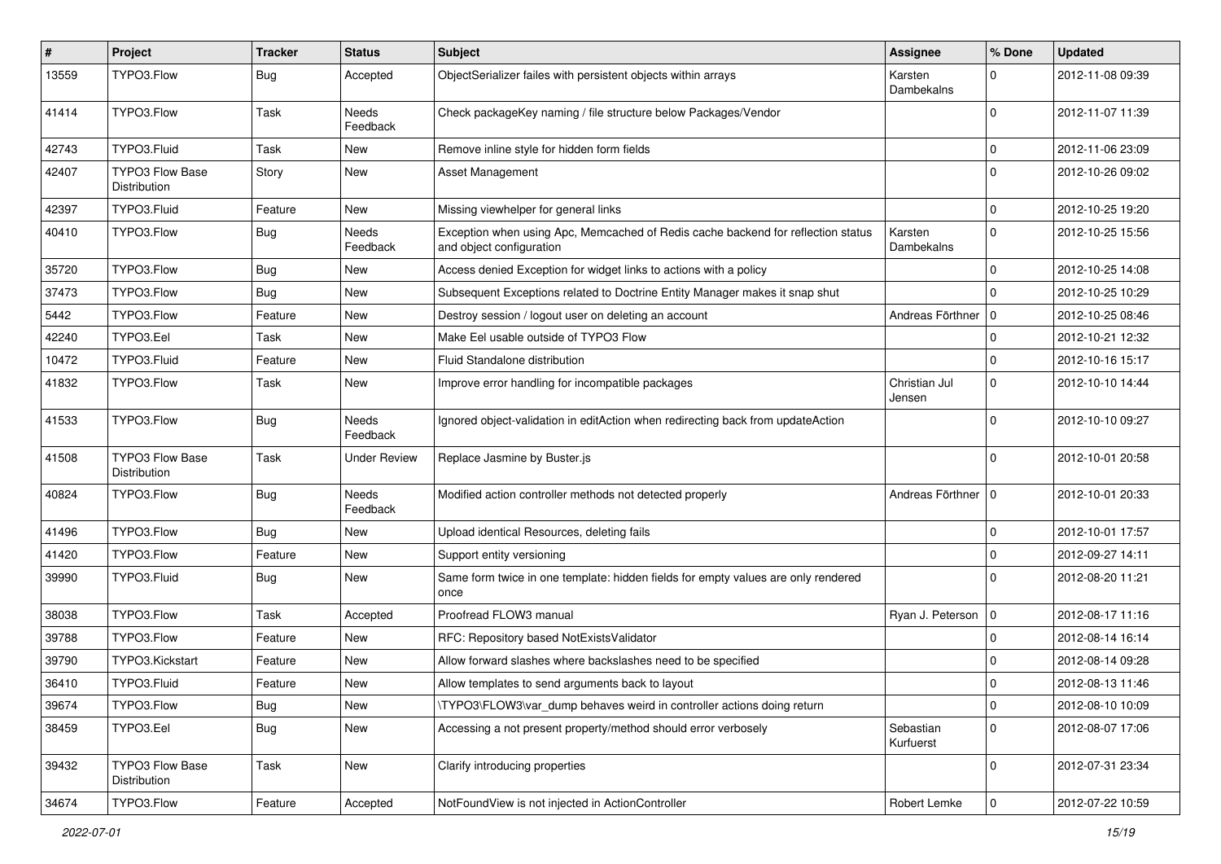| # | Project | Tracker | Status | Subject | Assignee | % Done | Updated |
|---|---|---|---|---|---|---|---|
| 13559 | TYPO3.Flow | Bug | Accepted | ObjectSerializer failes with persistent objects within arrays | Karsten Dambekalns | 0 | 2012-11-08 09:39 |
| 41414 | TYPO3.Flow | Task | Needs Feedback | Check packageKey naming / file structure below Packages/Vendor | | 0 | 2012-11-07 11:39 |
| 42743 | TYPO3.Fluid | Task | New | Remove inline style for hidden form fields | | 0 | 2012-11-06 23:09 |
| 42407 | TYPO3 Flow Base Distribution | Story | New | Asset Management | | 0 | 2012-10-26 09:02 |
| 42397 | TYPO3.Fluid | Feature | New | Missing viewhelper for general links | | 0 | 2012-10-25 19:20 |
| 40410 | TYPO3.Flow | Bug | Needs Feedback | Exception when using Apc, Memcached of Redis cache backend for reflection status and object configuration | Karsten Dambekalns | 0 | 2012-10-25 15:56 |
| 35720 | TYPO3.Flow | Bug | New | Access denied Exception for widget links to actions with a policy | | 0 | 2012-10-25 14:08 |
| 37473 | TYPO3.Flow | Bug | New | Subsequent Exceptions related to Doctrine Entity Manager makes it snap shut | | 0 | 2012-10-25 10:29 |
| 5442 | TYPO3.Flow | Feature | New | Destroy session / logout user on deleting an account | Andreas Förthner | 0 | 2012-10-25 08:46 |
| 42240 | TYPO3.Eel | Task | New | Make Eel usable outside of TYPO3 Flow | | 0 | 2012-10-21 12:32 |
| 10472 | TYPO3.Fluid | Feature | New | Fluid Standalone distribution | | 0 | 2012-10-16 15:17 |
| 41832 | TYPO3.Flow | Task | New | Improve error handling for incompatible packages | Christian Jul Jensen | 0 | 2012-10-10 14:44 |
| 41533 | TYPO3.Flow | Bug | Needs Feedback | Ignored object-validation in editAction when redirecting back from updateAction | | 0 | 2012-10-10 09:27 |
| 41508 | TYPO3 Flow Base Distribution | Task | Under Review | Replace Jasmine by Buster.js | | 0 | 2012-10-01 20:58 |
| 40824 | TYPO3.Flow | Bug | Needs Feedback | Modified action controller methods not detected properly | Andreas Förthner | 0 | 2012-10-01 20:33 |
| 41496 | TYPO3.Flow | Bug | New | Upload identical Resources, deleting fails | | 0 | 2012-10-01 17:57 |
| 41420 | TYPO3.Flow | Feature | New | Support entity versioning | | 0 | 2012-09-27 14:11 |
| 39990 | TYPO3.Fluid | Bug | New | Same form twice in one template: hidden fields for empty values are only rendered once | | 0 | 2012-08-20 11:21 |
| 38038 | TYPO3.Flow | Task | Accepted | Proofread FLOW3 manual | Ryan J. Peterson | 0 | 2012-08-17 11:16 |
| 39788 | TYPO3.Flow | Feature | New | RFC: Repository based NotExistsValidator | | 0 | 2012-08-14 16:14 |
| 39790 | TYPO3.Kickstart | Feature | New | Allow forward slashes where backslashes need to be specified | | 0 | 2012-08-14 09:28 |
| 36410 | TYPO3.Fluid | Feature | New | Allow templates to send arguments back to layout | | 0 | 2012-08-13 11:46 |
| 39674 | TYPO3.Flow | Bug | New | \TYPO3\FLOW3\var_dump behaves weird in controller actions doing return | | 0 | 2012-08-10 10:09 |
| 38459 | TYPO3.Eel | Bug | New | Accessing a not present property/method should error verbosely | Sebastian Kurfuerst | 0 | 2012-08-07 17:06 |
| 39432 | TYPO3 Flow Base Distribution | Task | New | Clarify introducing properties | | 0 | 2012-07-31 23:34 |
| 34674 | TYPO3.Flow | Feature | Accepted | NotFoundView is not injected in ActionController | Robert Lemke | 0 | 2012-07-22 10:59 |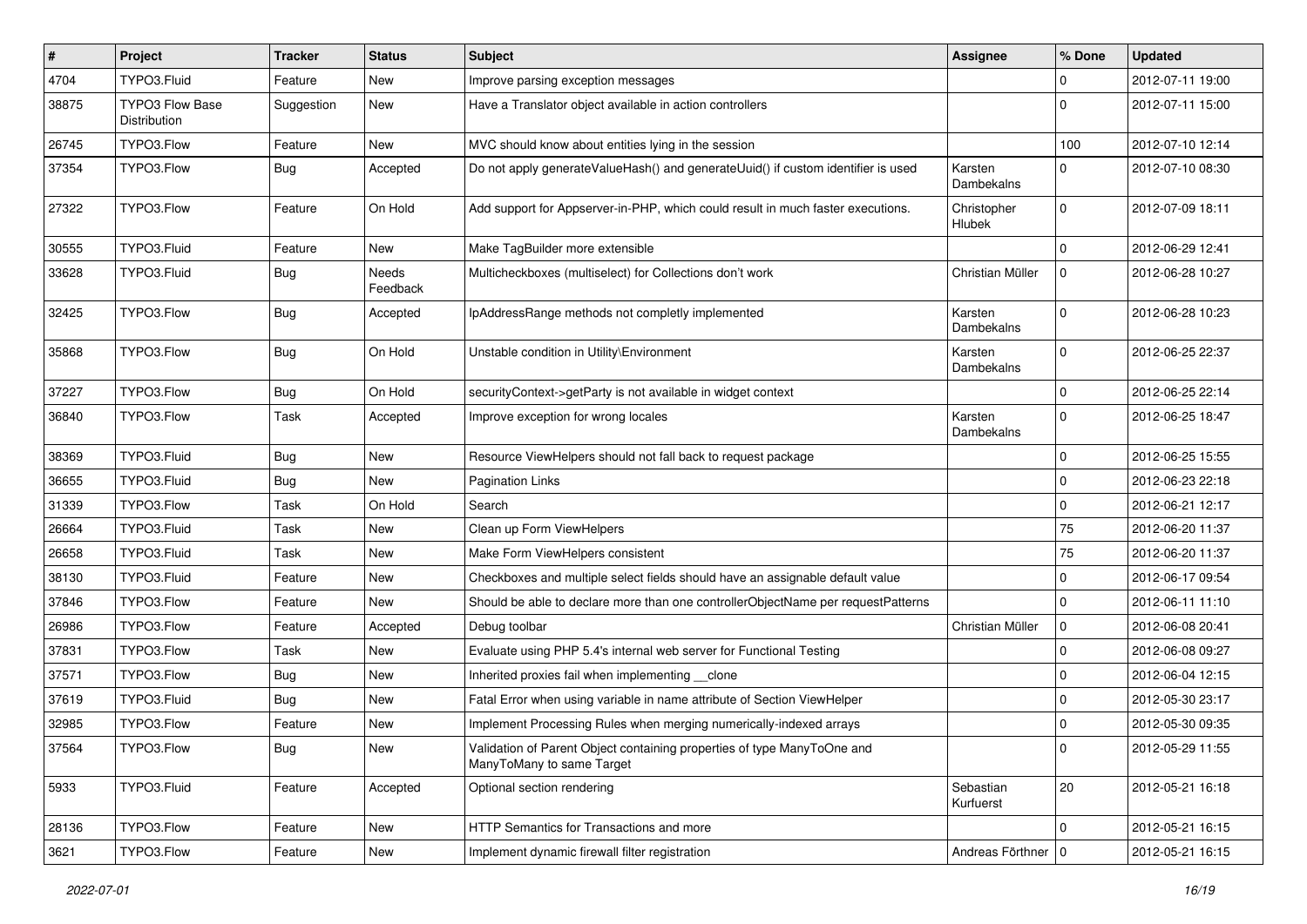| # | Project | Tracker | Status | Subject | Assignee | % Done | Updated |
|---|---|---|---|---|---|---|---|
| 4704 | TYPO3.Fluid | Feature | New | Improve parsing exception messages | | 0 | 2012-07-11 19:00 |
| 38875 | TYPO3 Flow Base Distribution | Suggestion | New | Have a Translator object available in action controllers | | 0 | 2012-07-11 15:00 |
| 26745 | TYPO3.Flow | Feature | New | MVC should know about entities lying in the session | | 100 | 2012-07-10 12:14 |
| 37354 | TYPO3.Flow | Bug | Accepted | Do not apply generateValueHash() and generateUuid() if custom identifier is used | Karsten Dambekalns | 0 | 2012-07-10 08:30 |
| 27322 | TYPO3.Flow | Feature | On Hold | Add support for Appserver-in-PHP, which could result in much faster executions. | Christopher Hlubek | 0 | 2012-07-09 18:11 |
| 30555 | TYPO3.Fluid | Feature | New | Make TagBuilder more extensible | | 0 | 2012-06-29 12:41 |
| 33628 | TYPO3.Fluid | Bug | Needs Feedback | Multicheckboxes (multiselect) for Collections don't work | Christian Müller | 0 | 2012-06-28 10:27 |
| 32425 | TYPO3.Flow | Bug | Accepted | IpAddressRange methods not completly implemented | Karsten Dambekalns | 0 | 2012-06-28 10:23 |
| 35868 | TYPO3.Flow | Bug | On Hold | Unstable condition in Utility\Environment | Karsten Dambekalns | 0 | 2012-06-25 22:37 |
| 37227 | TYPO3.Flow | Bug | On Hold | securityContext->getParty is not available in widget context | | 0 | 2012-06-25 22:14 |
| 36840 | TYPO3.Flow | Task | Accepted | Improve exception for wrong locales | Karsten Dambekalns | 0 | 2012-06-25 18:47 |
| 38369 | TYPO3.Fluid | Bug | New | Resource ViewHelpers should not fall back to request package | | 0 | 2012-06-25 15:55 |
| 36655 | TYPO3.Fluid | Bug | New | Pagination Links | | 0 | 2012-06-23 22:18 |
| 31339 | TYPO3.Flow | Task | On Hold | Search | | 0 | 2012-06-21 12:17 |
| 26664 | TYPO3.Fluid | Task | New | Clean up Form ViewHelpers | | 75 | 2012-06-20 11:37 |
| 26658 | TYPO3.Fluid | Task | New | Make Form ViewHelpers consistent | | 75 | 2012-06-20 11:37 |
| 38130 | TYPO3.Fluid | Feature | New | Checkboxes and multiple select fields should have an assignable default value | | 0 | 2012-06-17 09:54 |
| 37846 | TYPO3.Flow | Feature | New | Should be able to declare more than one controllerObjectName per requestPatterns | | 0 | 2012-06-11 11:10 |
| 26986 | TYPO3.Flow | Feature | Accepted | Debug toolbar | Christian Müller | 0 | 2012-06-08 20:41 |
| 37831 | TYPO3.Flow | Task | New | Evaluate using PHP 5.4's internal web server for Functional Testing | | 0 | 2012-06-08 09:27 |
| 37571 | TYPO3.Flow | Bug | New | Inherited proxies fail when implementing __clone | | 0 | 2012-06-04 12:15 |
| 37619 | TYPO3.Fluid | Bug | New | Fatal Error when using variable in name attribute of Section ViewHelper | | 0 | 2012-05-30 23:17 |
| 32985 | TYPO3.Flow | Feature | New | Implement Processing Rules when merging numerically-indexed arrays | | 0 | 2012-05-30 09:35 |
| 37564 | TYPO3.Flow | Bug | New | Validation of Parent Object containing properties of type ManyToOne and ManyToMany to same Target | | 0 | 2012-05-29 11:55 |
| 5933 | TYPO3.Fluid | Feature | Accepted | Optional section rendering | Sebastian Kurfuerst | 20 | 2012-05-21 16:18 |
| 28136 | TYPO3.Flow | Feature | New | HTTP Semantics for Transactions and more | | 0 | 2012-05-21 16:15 |
| 3621 | TYPO3.Flow | Feature | New | Implement dynamic firewall filter registration | Andreas Förthner | 0 | 2012-05-21 16:15 |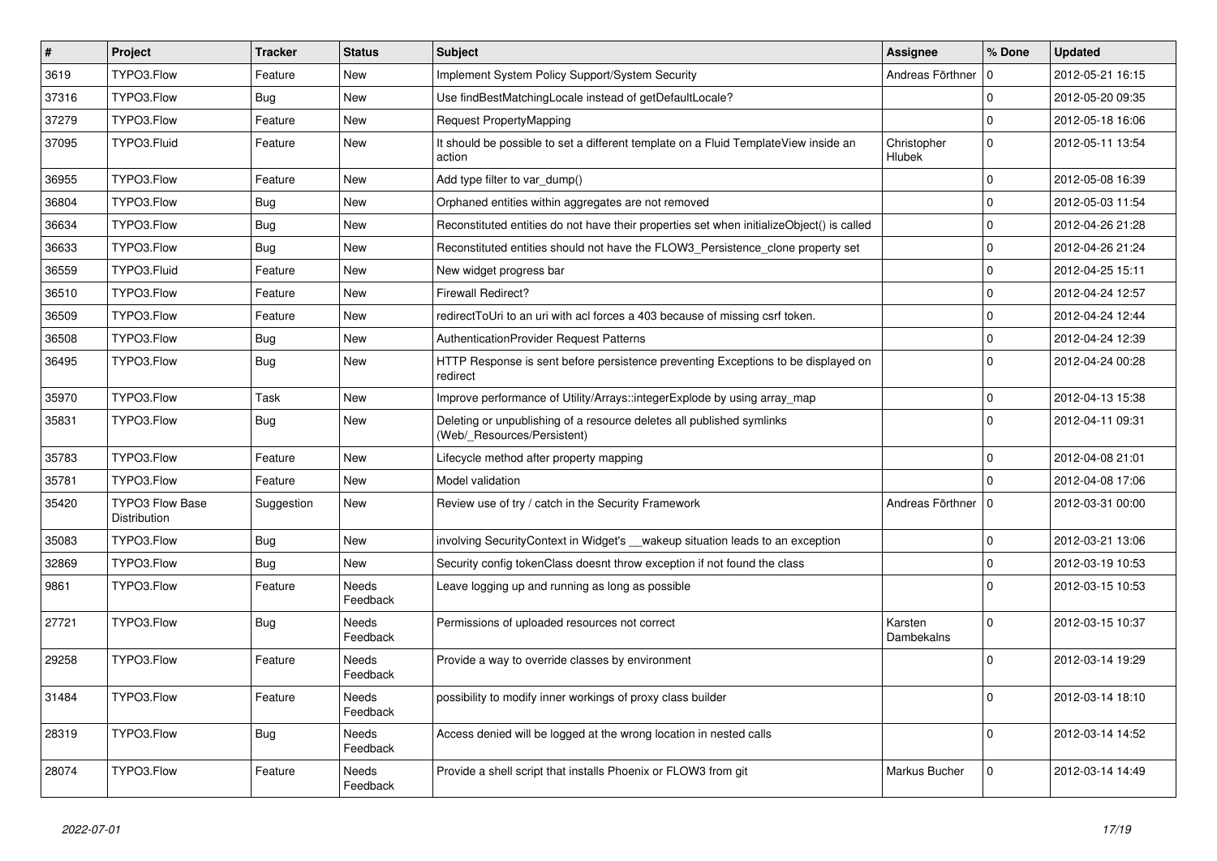| # | Project | Tracker | Status | Subject | Assignee | % Done | Updated |
|---|---|---|---|---|---|---|---|
| 3619 | TYPO3.Flow | Feature | New | Implement System Policy Support/System Security | Andreas Förthner | 0 | 2012-05-21 16:15 |
| 37316 | TYPO3.Flow | Bug | New | Use findBestMatchingLocale instead of getDefaultLocale? | | 0 | 2012-05-20 09:35 |
| 37279 | TYPO3.Flow | Feature | New | Request PropertyMapping | | 0 | 2012-05-18 16:06 |
| 37095 | TYPO3.Fluid | Feature | New | It should be possible to set a different template on a Fluid TemplateView inside an action | Christopher Hlubek | 0 | 2012-05-11 13:54 |
| 36955 | TYPO3.Flow | Feature | New | Add type filter to var_dump() | | 0 | 2012-05-08 16:39 |
| 36804 | TYPO3.Flow | Bug | New | Orphaned entities within aggregates are not removed | | 0 | 2012-05-03 11:54 |
| 36634 | TYPO3.Flow | Bug | New | Reconstituted entities do not have their properties set when initializeObject() is called | | 0 | 2012-04-26 21:28 |
| 36633 | TYPO3.Flow | Bug | New | Reconstituted entities should not have the FLOW3_Persistence_clone property set | | 0 | 2012-04-26 21:24 |
| 36559 | TYPO3.Fluid | Feature | New | New widget progress bar | | 0 | 2012-04-25 15:11 |
| 36510 | TYPO3.Flow | Feature | New | Firewall Redirect? | | 0 | 2012-04-24 12:57 |
| 36509 | TYPO3.Flow | Feature | New | redirectToUri to an uri with acl forces a 403 because of missing csrf token. | | 0 | 2012-04-24 12:44 |
| 36508 | TYPO3.Flow | Bug | New | AuthenticationProvider Request Patterns | | 0 | 2012-04-24 12:39 |
| 36495 | TYPO3.Flow | Bug | New | HTTP Response is sent before persistence preventing Exceptions to be displayed on redirect | | 0 | 2012-04-24 00:28 |
| 35970 | TYPO3.Flow | Task | New | Improve performance of Utility/Arrays::integerExplode by using array_map | | 0 | 2012-04-13 15:38 |
| 35831 | TYPO3.Flow | Bug | New | Deleting or unpublishing of a resource deletes all published symlinks (Web/_Resources/Persistent) | | 0 | 2012-04-11 09:31 |
| 35783 | TYPO3.Flow | Feature | New | Lifecycle method after property mapping | | 0 | 2012-04-08 21:01 |
| 35781 | TYPO3.Flow | Feature | New | Model validation | | 0 | 2012-04-08 17:06 |
| 35420 | TYPO3 Flow Base Distribution | Suggestion | New | Review use of try / catch in the Security Framework | Andreas Förthner | 0 | 2012-03-31 00:00 |
| 35083 | TYPO3.Flow | Bug | New | involving SecurityContext in Widget's __wakeup situation leads to an exception | | 0 | 2012-03-21 13:06 |
| 32869 | TYPO3.Flow | Bug | New | Security config tokenClass doesnt throw exception if not found the class | | 0 | 2012-03-19 10:53 |
| 9861 | TYPO3.Flow | Feature | Needs Feedback | Leave logging up and running as long as possible | | 0 | 2012-03-15 10:53 |
| 27721 | TYPO3.Flow | Bug | Needs Feedback | Permissions of uploaded resources not correct | Karsten Dambekalns | 0 | 2012-03-15 10:37 |
| 29258 | TYPO3.Flow | Feature | Needs Feedback | Provide a way to override classes by environment | | 0 | 2012-03-14 19:29 |
| 31484 | TYPO3.Flow | Feature | Needs Feedback | possibility to modify inner workings of proxy class builder | | 0 | 2012-03-14 18:10 |
| 28319 | TYPO3.Flow | Bug | Needs Feedback | Access denied will be logged at the wrong location in nested calls | | 0 | 2012-03-14 14:52 |
| 28074 | TYPO3.Flow | Feature | Needs Feedback | Provide a shell script that installs Phoenix or FLOW3 from git | Markus Bucher | 0 | 2012-03-14 14:49 |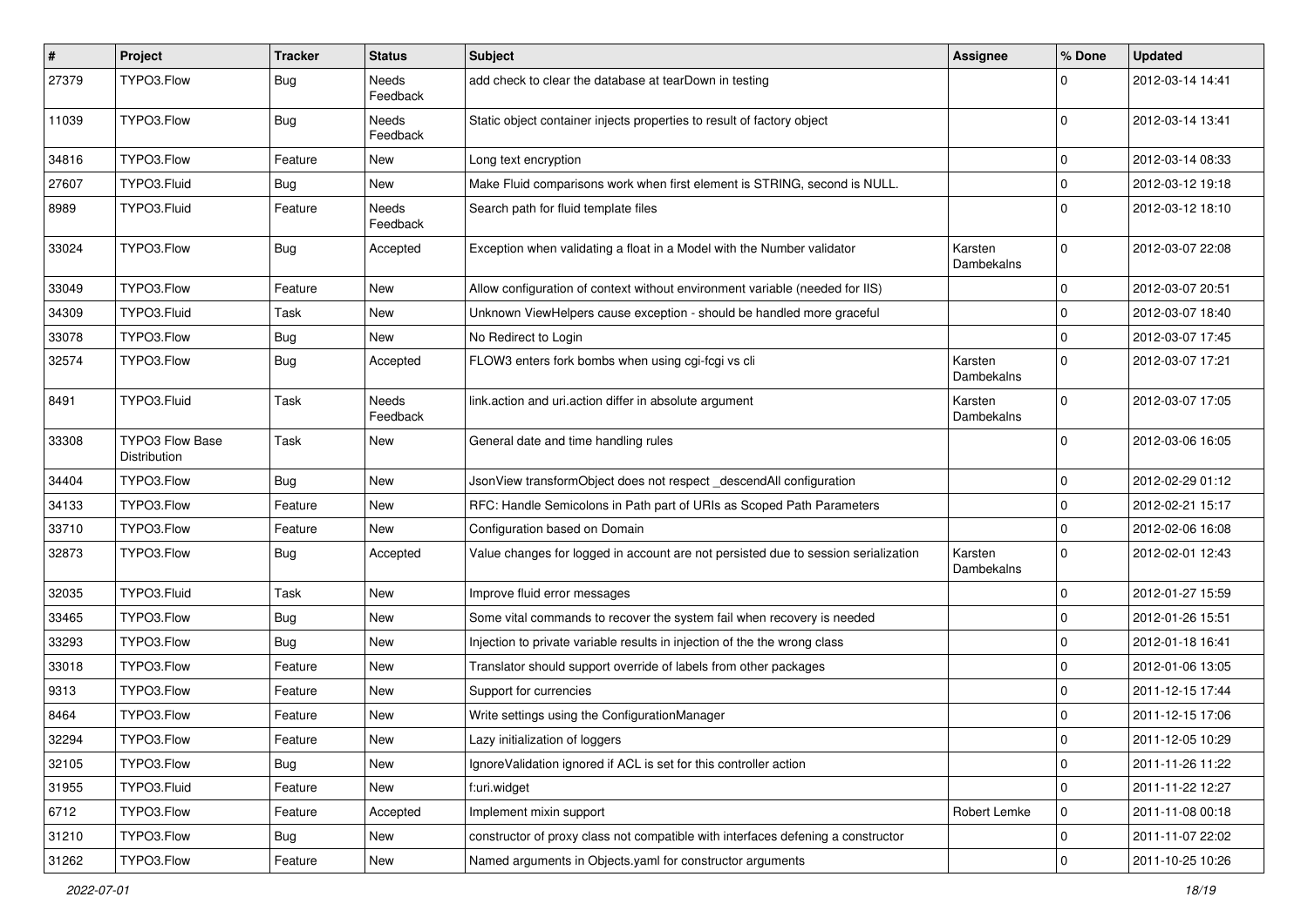| # | Project | Tracker | Status | Subject | Assignee | % Done | Updated |
|---|---|---|---|---|---|---|---|
| 27379 | TYPO3.Flow | Bug | Needs Feedback | add check to clear the database at tearDown in testing | | 0 | 2012-03-14 14:41 |
| 11039 | TYPO3.Flow | Bug | Needs Feedback | Static object container injects properties to result of factory object | | 0 | 2012-03-14 13:41 |
| 34816 | TYPO3.Flow | Feature | New | Long text encryption | | 0 | 2012-03-14 08:33 |
| 27607 | TYPO3.Fluid | Bug | New | Make Fluid comparisons work when first element is STRING, second is NULL. | | 0 | 2012-03-12 19:18 |
| 8989 | TYPO3.Fluid | Feature | Needs Feedback | Search path for fluid template files | | 0 | 2012-03-12 18:10 |
| 33024 | TYPO3.Flow | Bug | Accepted | Exception when validating a float in a Model with the Number validator | Karsten Dambekalns | 0 | 2012-03-07 22:08 |
| 33049 | TYPO3.Flow | Feature | New | Allow configuration of context without environment variable (needed for IIS) | | 0 | 2012-03-07 20:51 |
| 34309 | TYPO3.Fluid | Task | New | Unknown ViewHelpers cause exception - should be handled more graceful | | 0 | 2012-03-07 18:40 |
| 33078 | TYPO3.Flow | Bug | New | No Redirect to Login | | 0 | 2012-03-07 17:45 |
| 32574 | TYPO3.Flow | Bug | Accepted | FLOW3 enters fork bombs when using cgi-fcgi vs cli | Karsten Dambekalns | 0 | 2012-03-07 17:21 |
| 8491 | TYPO3.Fluid | Task | Needs Feedback | link.action and uri.action differ in absolute argument | Karsten Dambekalns | 0 | 2012-03-07 17:05 |
| 33308 | TYPO3 Flow Base Distribution | Task | New | General date and time handling rules | | 0 | 2012-03-06 16:05 |
| 34404 | TYPO3.Flow | Bug | New | JsonView transformObject does not respect _descendAll configuration | | 0 | 2012-02-29 01:12 |
| 34133 | TYPO3.Flow | Feature | New | RFC: Handle Semicolons in Path part of URIs as Scoped Path Parameters | | 0 | 2012-02-21 15:17 |
| 33710 | TYPO3.Flow | Feature | New | Configuration based on Domain | | 0 | 2012-02-06 16:08 |
| 32873 | TYPO3.Flow | Bug | Accepted | Value changes for logged in account are not persisted due to session serialization | Karsten Dambekalns | 0 | 2012-02-01 12:43 |
| 32035 | TYPO3.Fluid | Task | New | Improve fluid error messages | | 0 | 2012-01-27 15:59 |
| 33465 | TYPO3.Flow | Bug | New | Some vital commands to recover the system fail when recovery is needed | | 0 | 2012-01-26 15:51 |
| 33293 | TYPO3.Flow | Bug | New | Injection to private variable results in injection of the the wrong class | | 0 | 2012-01-18 16:41 |
| 33018 | TYPO3.Flow | Feature | New | Translator should support override of labels from other packages | | 0 | 2012-01-06 13:05 |
| 9313 | TYPO3.Flow | Feature | New | Support for currencies | | 0 | 2011-12-15 17:44 |
| 8464 | TYPO3.Flow | Feature | New | Write settings using the ConfigurationManager | | 0 | 2011-12-15 17:06 |
| 32294 | TYPO3.Flow | Feature | New | Lazy initialization of loggers | | 0 | 2011-12-05 10:29 |
| 32105 | TYPO3.Flow | Bug | New | IgnoreValidation ignored if ACL is set for this controller action | | 0 | 2011-11-26 11:22 |
| 31955 | TYPO3.Fluid | Feature | New | f:uri.widget | | 0 | 2011-11-22 12:27 |
| 6712 | TYPO3.Flow | Feature | Accepted | Implement mixin support | Robert Lemke | 0 | 2011-11-08 00:18 |
| 31210 | TYPO3.Flow | Bug | New | constructor of proxy class not compatible with interfaces defening a constructor | | 0 | 2011-11-07 22:02 |
| 31262 | TYPO3.Flow | Feature | New | Named arguments in Objects.yaml for constructor arguments | | 0 | 2011-10-25 10:26 |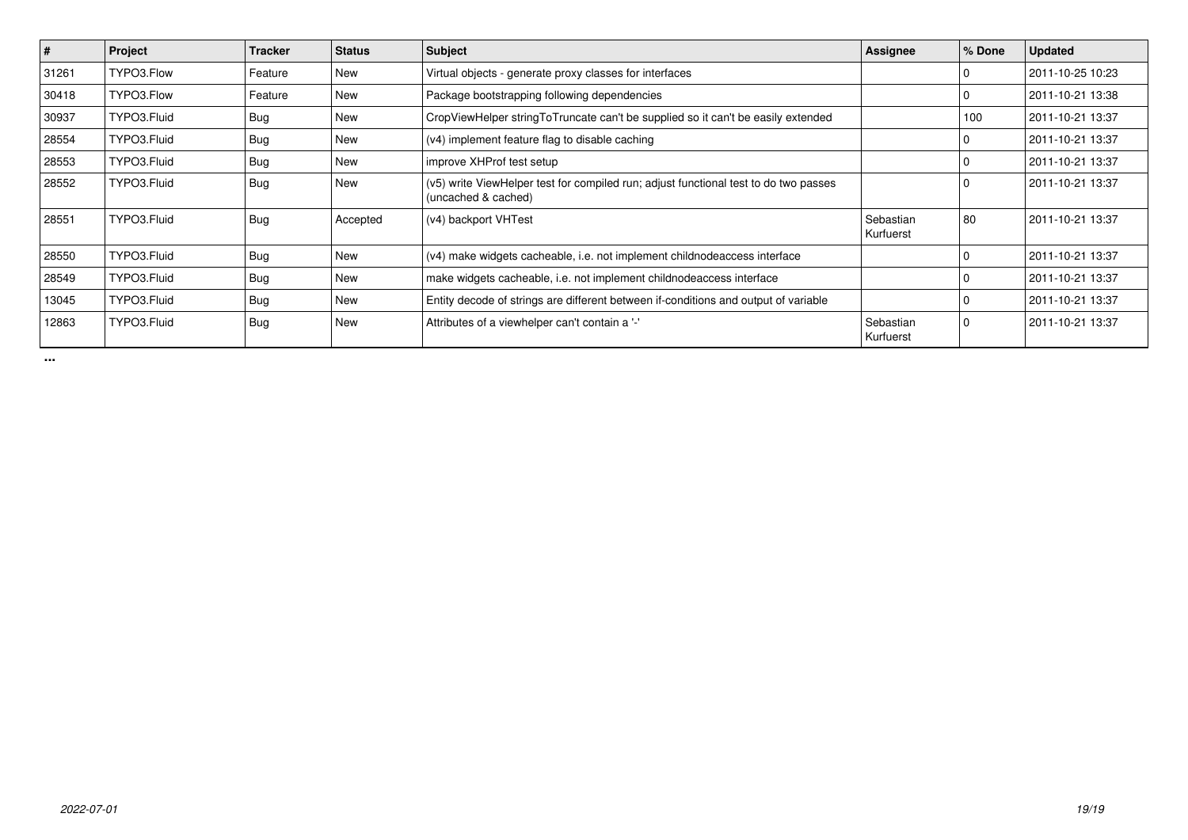| # | Project | Tracker | Status | Subject | Assignee | % Done | Updated |
|---|---|---|---|---|---|---|---|
| 31261 | TYPO3.Flow | Feature | New | Virtual objects - generate proxy classes for interfaces | | 0 | 2011-10-25 10:23 |
| 30418 | TYPO3.Flow | Feature | New | Package bootstrapping following dependencies | | 0 | 2011-10-21 13:38 |
| 30937 | TYPO3.Fluid | Bug | New | CropViewHelper stringToTruncate can't be supplied so it can't be easily extended | | 100 | 2011-10-21 13:37 |
| 28554 | TYPO3.Fluid | Bug | New | (v4) implement feature flag to disable caching | | 0 | 2011-10-21 13:37 |
| 28553 | TYPO3.Fluid | Bug | New | improve XHProf test setup | | 0 | 2011-10-21 13:37 |
| 28552 | TYPO3.Fluid | Bug | New | (v5) write ViewHelper test for compiled run; adjust functional test to do two passes (uncached & cached) | | 0 | 2011-10-21 13:37 |
| 28551 | TYPO3.Fluid | Bug | Accepted | (v4) backport VHTest | Sebastian Kurfuerst | 80 | 2011-10-21 13:37 |
| 28550 | TYPO3.Fluid | Bug | New | (v4) make widgets cacheable, i.e. not implement childnodeaccess interface | | 0 | 2011-10-21 13:37 |
| 28549 | TYPO3.Fluid | Bug | New | make widgets cacheable, i.e. not implement childnodeaccess interface | | 0 | 2011-10-21 13:37 |
| 13045 | TYPO3.Fluid | Bug | New | Entity decode of strings are different between if-conditions and output of variable | | 0 | 2011-10-21 13:37 |
| 12863 | TYPO3.Fluid | Bug | New | Attributes of a viewhelper can't contain a '-' | Sebastian Kurfuerst | 0 | 2011-10-21 13:37 |

...